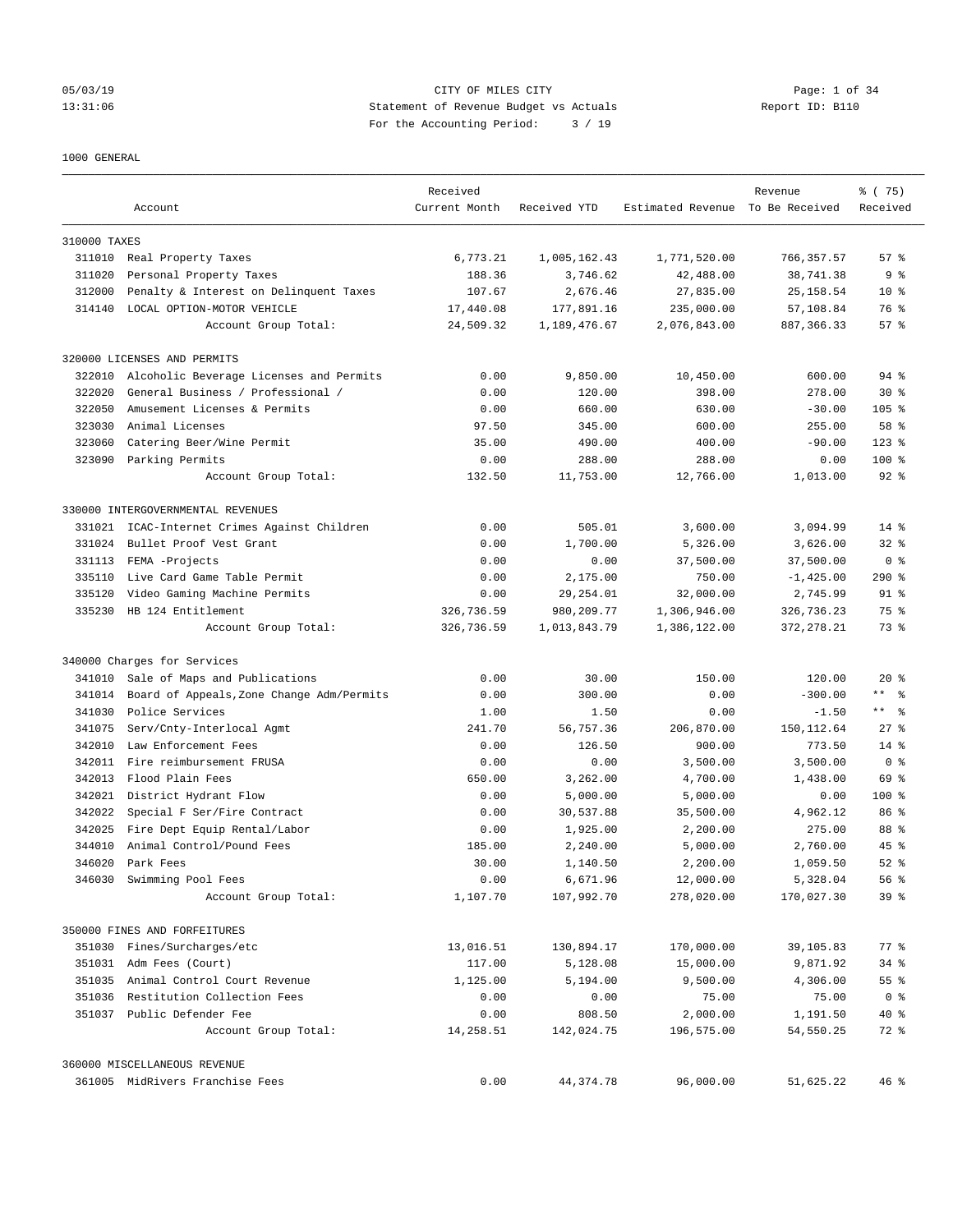CITY OF MILES CITY

Statement of Revenue Budget vs Actuals

For the Accounting Period: 3 / 19

05/03/19 13:31:06 Report ID: B110

1000 GENERAL

| Account | | Received Current Month | Received YTD | Estimated Revenue | Revenue To Be Received | % ( 75) Received |
|---|---|---|---|---|---|---|
| 310000 TAXES | | | | | | |
| 311010 | Real Property Taxes | 6,773.21 | 1,005,162.43 | 1,771,520.00 | 766,357.57 | 57 % |
| 311020 | Personal Property Taxes | 188.36 | 3,746.62 | 42,488.00 | 38,741.38 | 9 % |
| 312000 | Penalty & Interest on Delinquent Taxes | 107.67 | 2,676.46 | 27,835.00 | 25,158.54 | 10 % |
| 314140 | LOCAL OPTION-MOTOR VEHICLE | 17,440.08 | 177,891.16 | 235,000.00 | 57,108.84 | 76 % |
| | Account Group Total: | 24,509.32 | 1,189,476.67 | 2,076,843.00 | 887,366.33 | 57 % |
| 320000 LICENSES AND PERMITS | | | | | | |
| 322010 | Alcoholic Beverage Licenses and Permits | 0.00 | 9,850.00 | 10,450.00 | 600.00 | 94 % |
| 322020 | General Business / Professional / | 0.00 | 120.00 | 398.00 | 278.00 | 30 % |
| 322050 | Amusement Licenses & Permits | 0.00 | 660.00 | 630.00 | -30.00 | 105 % |
| 323030 | Animal Licenses | 97.50 | 345.00 | 600.00 | 255.00 | 58 % |
| 323060 | Catering Beer/Wine Permit | 35.00 | 490.00 | 400.00 | -90.00 | 123 % |
| 323090 | Parking Permits | 0.00 | 288.00 | 288.00 | 0.00 | 100 % |
| | Account Group Total: | 132.50 | 11,753.00 | 12,766.00 | 1,013.00 | 92 % |
| 330000 INTERGOVERNMENTAL REVENUES | | | | | | |
| 331021 | ICAC-Internet Crimes Against Children | 0.00 | 505.01 | 3,600.00 | 3,094.99 | 14 % |
| 331024 | Bullet Proof Vest Grant | 0.00 | 1,700.00 | 5,326.00 | 3,626.00 | 32 % |
| 331113 | FEMA -Projects | 0.00 | 0.00 | 37,500.00 | 37,500.00 | 0 % |
| 335110 | Live Card Game Table Permit | 0.00 | 2,175.00 | 750.00 | -1,425.00 | 290 % |
| 335120 | Video Gaming Machine Permits | 0.00 | 29,254.01 | 32,000.00 | 2,745.99 | 91 % |
| 335230 | HB 124 Entitlement | 326,736.59 | 980,209.77 | 1,306,946.00 | 326,736.23 | 75 % |
| | Account Group Total: | 326,736.59 | 1,013,843.79 | 1,386,122.00 | 372,278.21 | 73 % |
| 340000 Charges for Services | | | | | | |
| 341010 | Sale of Maps and Publications | 0.00 | 30.00 | 150.00 | 120.00 | 20 % |
| 341014 | Board of Appeals,Zone Change Adm/Permits | 0.00 | 300.00 | 0.00 | -300.00 | ** % |
| 341030 | Police Services | 1.00 | 1.50 | 0.00 | -1.50 | ** % |
| 341075 | Serv/Cnty-Interlocal Agmt | 241.70 | 56,757.36 | 206,870.00 | 150,112.64 | 27 % |
| 342010 | Law Enforcement Fees | 0.00 | 126.50 | 900.00 | 773.50 | 14 % |
| 342011 | Fire reimbursement FRUSA | 0.00 | 0.00 | 3,500.00 | 3,500.00 | 0 % |
| 342013 | Flood Plain Fees | 650.00 | 3,262.00 | 4,700.00 | 1,438.00 | 69 % |
| 342021 | District Hydrant Flow | 0.00 | 5,000.00 | 5,000.00 | 0.00 | 100 % |
| 342022 | Special F Ser/Fire Contract | 0.00 | 30,537.88 | 35,500.00 | 4,962.12 | 86 % |
| 342025 | Fire Dept Equip Rental/Labor | 0.00 | 1,925.00 | 2,200.00 | 275.00 | 88 % |
| 344010 | Animal Control/Pound Fees | 185.00 | 2,240.00 | 5,000.00 | 2,760.00 | 45 % |
| 346020 | Park Fees | 30.00 | 1,140.50 | 2,200.00 | 1,059.50 | 52 % |
| 346030 | Swimming Pool Fees | 0.00 | 6,671.96 | 12,000.00 | 5,328.04 | 56 % |
| | Account Group Total: | 1,107.70 | 107,992.70 | 278,020.00 | 170,027.30 | 39 % |
| 350000 FINES AND FORFEITURES | | | | | | |
| 351030 | Fines/Surcharges/etc | 13,016.51 | 130,894.17 | 170,000.00 | 39,105.83 | 77 % |
| 351031 | Adm Fees (Court) | 117.00 | 5,128.08 | 15,000.00 | 9,871.92 | 34 % |
| 351035 | Animal Control Court Revenue | 1,125.00 | 5,194.00 | 9,500.00 | 4,306.00 | 55 % |
| 351036 | Restitution Collection Fees | 0.00 | 0.00 | 75.00 | 75.00 | 0 % |
| 351037 | Public Defender Fee | 0.00 | 808.50 | 2,000.00 | 1,191.50 | 40 % |
| | Account Group Total: | 14,258.51 | 142,024.75 | 196,575.00 | 54,550.25 | 72 % |
| 360000 MISCELLANEOUS REVENUE | | | | | | |
| 361005 | MidRivers Franchise Fees | 0.00 | 44,374.78 | 96,000.00 | 51,625.22 | 46 % |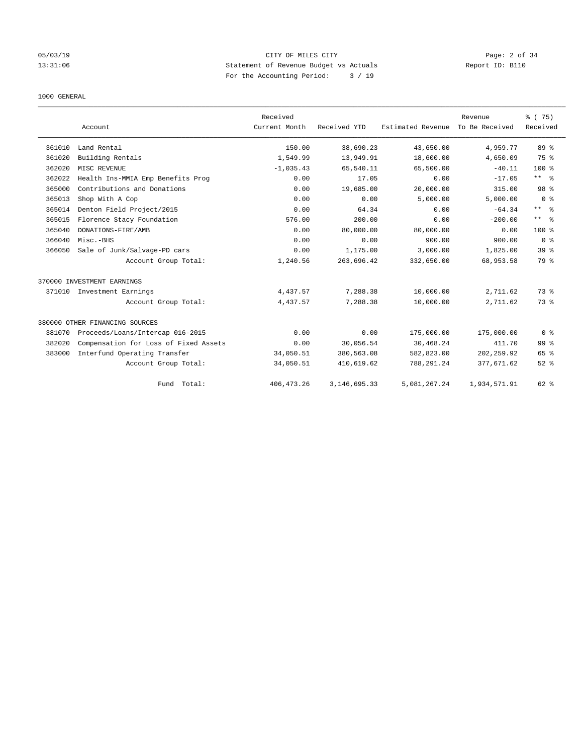CITY OF MILES CITY
Statement of Revenue Budget vs Actuals
For the Accounting Period: 3 / 19

05/03/19
13:31:06

Report ID: B110

1000 GENERAL

| | Account | Received Current Month | Received YTD | Estimated Revenue | Revenue To Be Received | % ( 75) Received |
|---|---|---|---|---|---|---|
| 361010 | Land Rental | 150.00 | 38,690.23 | 43,650.00 | 4,959.77 | 89 % |
| 361020 | Building Rentals | 1,549.99 | 13,949.91 | 18,600.00 | 4,650.09 | 75 % |
| 362020 | MISC REVENUE | -1,035.43 | 65,540.11 | 65,500.00 | -40.11 | 100 % |
| 362022 | Health Ins-MMIA Emp Benefits Prog | 0.00 | 17.05 | 0.00 | -17.05 | ** % |
| 365000 | Contributions and Donations | 0.00 | 19,685.00 | 20,000.00 | 315.00 | 98 % |
| 365013 | Shop With A Cop | 0.00 | 0.00 | 5,000.00 | 5,000.00 | 0 % |
| 365014 | Denton Field Project/2015 | 0.00 | 64.34 | 0.00 | -64.34 | ** % |
| 365015 | Florence Stacy Foundation | 576.00 | 200.00 | 0.00 | -200.00 | ** % |
| 365040 | DONATIONS-FIRE/AMB | 0.00 | 80,000.00 | 80,000.00 | 0.00 | 100 % |
| 366040 | Misc.-BHS | 0.00 | 0.00 | 900.00 | 900.00 | 0 % |
| 366050 | Sale of Junk/Salvage-PD cars | 0.00 | 1,175.00 | 3,000.00 | 1,825.00 | 39 % |
| | Account Group Total: | 1,240.56 | 263,696.42 | 332,650.00 | 68,953.58 | 79 % |
| 370000 INVESTMENT EARNINGS | | | | | | |
| 371010 | Investment Earnings | 4,437.57 | 7,288.38 | 10,000.00 | 2,711.62 | 73 % |
| | Account Group Total: | 4,437.57 | 7,288.38 | 10,000.00 | 2,711.62 | 73 % |
| 380000 OTHER FINANCING SOURCES | | | | | | |
| 381070 | Proceeds/Loans/Intercap 016-2015 | 0.00 | 0.00 | 175,000.00 | 175,000.00 | 0 % |
| 382020 | Compensation for Loss of Fixed Assets | 0.00 | 30,056.54 | 30,468.24 | 411.70 | 99 % |
| 383000 | Interfund Operating Transfer | 34,050.51 | 380,563.08 | 582,823.00 | 202,259.92 | 65 % |
| | Account Group Total: | 34,050.51 | 410,619.62 | 788,291.24 | 377,671.62 | 52 % |
| | Fund Total: | 406,473.26 | 3,146,695.33 | 5,081,267.24 | 1,934,571.91 | 62 % |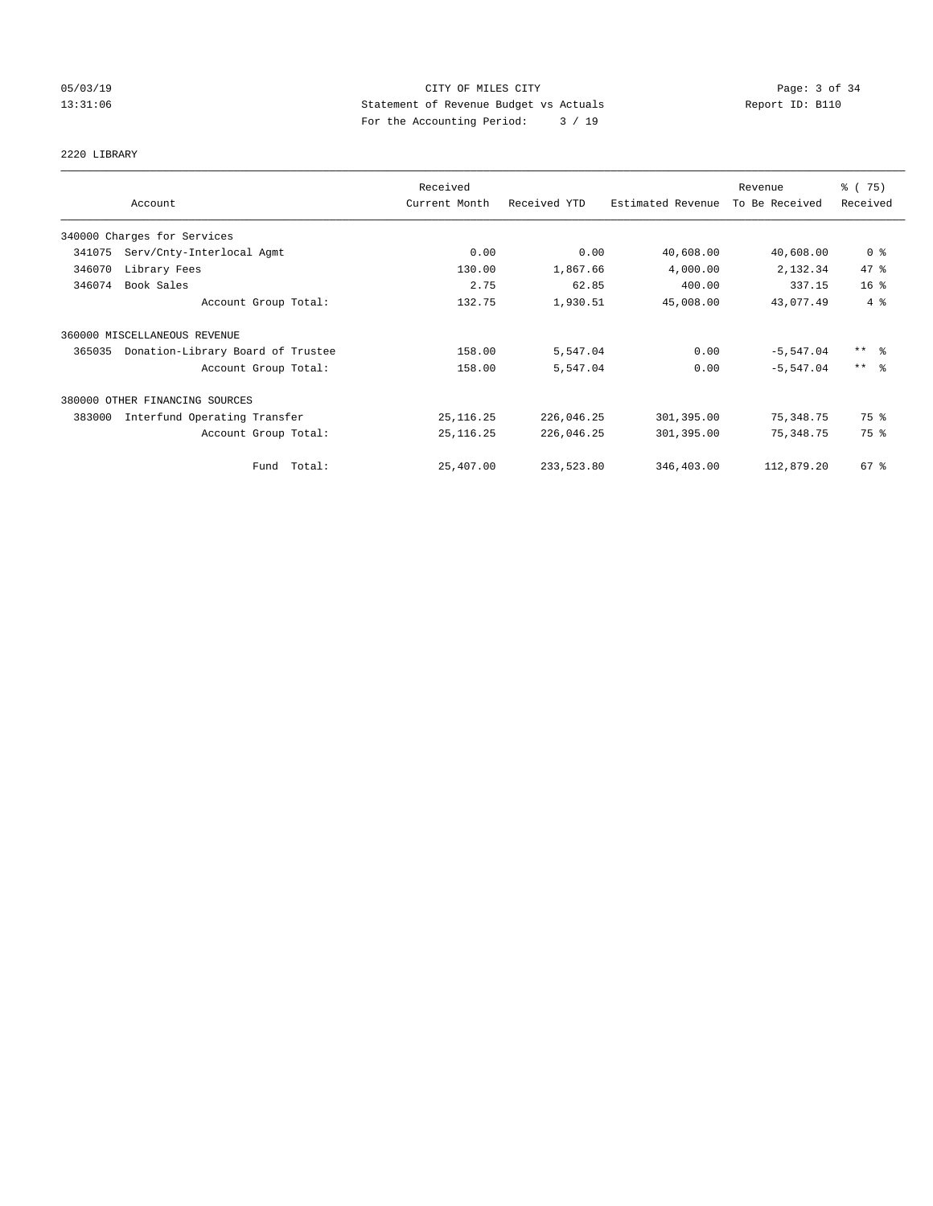CITY OF MILES CITY
Statement of Revenue Budget vs Actuals
For the Accounting Period: 3 / 19

05/03/19
13:31:06

Report ID: B110

## 2220 LIBRARY

| Account | Received Current Month | Received YTD | Estimated Revenue | Revenue To Be Received | % ( 75) Received |
|---|---|---|---|---|---|
| **340000 Charges for Services** | | | | | |
| 341075 Serv/Cnty-Interlocal Agmt | 0.00 | 0.00 | 40,608.00 | 40,608.00 | 0 % |
| 346070 Library Fees | 130.00 | 1,867.66 | 4,000.00 | 2,132.34 | 47 % |
| 346074 Book Sales | 2.75 | 62.85 | 400.00 | 337.15 | 16 % |
| Account Group Total: | 132.75 | 1,930.51 | 45,008.00 | 43,077.49 | 4 % |
| **360000 MISCELLANEOUS REVENUE** | | | | | |
| 365035 Donation-Library Board of Trustee | 158.00 | 5,547.04 | 0.00 | -5,547.04 | ** % |
| Account Group Total: | 158.00 | 5,547.04 | 0.00 | -5,547.04 | ** % |
| **380000 OTHER FINANCING SOURCES** | | | | | |
| 383000 Interfund Operating Transfer | 25,116.25 | 226,046.25 | 301,395.00 | 75,348.75 | 75 % |
| Account Group Total: | 25,116.25 | 226,046.25 | 301,395.00 | 75,348.75 | 75 % |
| Fund Total: | 25,407.00 | 233,523.80 | 346,403.00 | 112,879.20 | 67 % |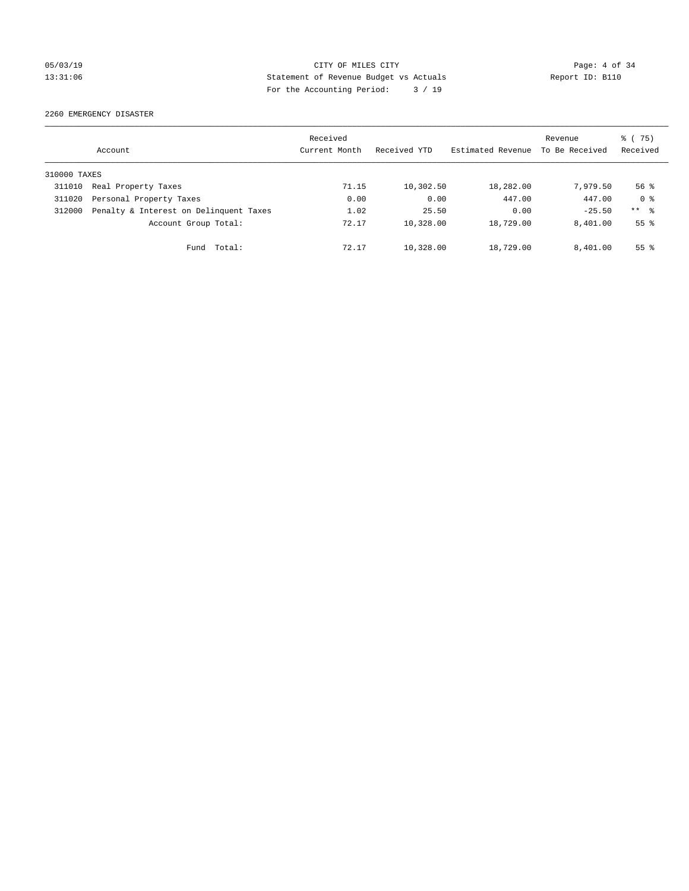CITY OF MILES CITY

Statement of Revenue Budget vs Actuals

For the Accounting Period: 3 / 19

05/03/19 13:31:06 Report ID: B110

2260 EMERGENCY DISASTER

| Account | | Received Current Month | Received YTD | Estimated Revenue | Revenue To Be Received | % ( 75) Received |
|---|---|---|---|---|---|---|
| 310000 TAXES | | | | | | |
| 311010 | Real Property Taxes | 71.15 | 10,302.50 | 18,282.00 | 7,979.50 | 56 % |
| 311020 | Personal Property Taxes | 0.00 | 0.00 | 447.00 | 447.00 | 0 % |
| 312000 | Penalty & Interest on Delinquent Taxes | 1.02 | 25.50 | 0.00 | -25.50 | ** % |
| | Account Group Total: | 72.17 | 10,328.00 | 18,729.00 | 8,401.00 | 55 % |
| | Fund Total: | 72.17 | 10,328.00 | 18,729.00 | 8,401.00 | 55 % |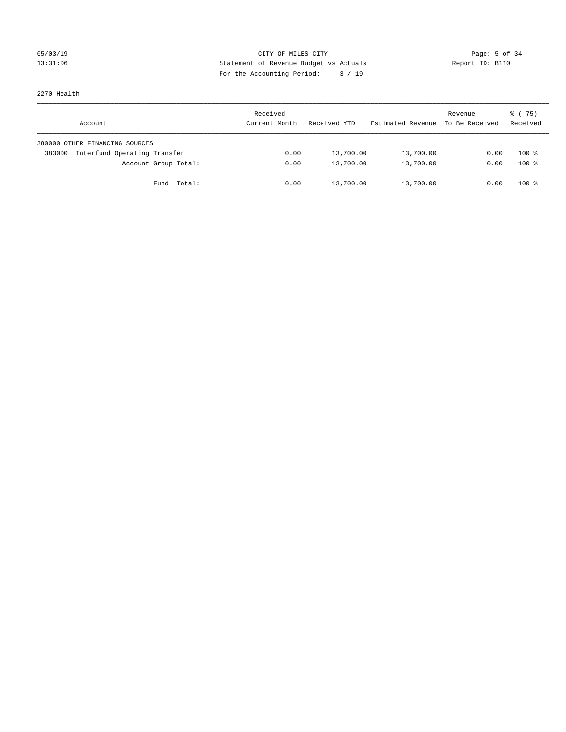CITY OF MILES CITY
Statement of Revenue Budget vs Actuals
For the Accounting Period: 3 / 19

05/03/19
13:31:06

Report ID: B110

2270 Health

| Account | Received Current Month | Received YTD | Estimated Revenue | Revenue To Be Received | % ( 75) Received |
|---|---|---|---|---|---|
| 380000 OTHER FINANCING SOURCES | | | | | |
| 383000 Interfund Operating Transfer | 0.00 | 13,700.00 | 13,700.00 | 0.00 | 100 % |
| Account Group Total: | 0.00 | 13,700.00 | 13,700.00 | 0.00 | 100 % |
| Fund Total: | 0.00 | 13,700.00 | 13,700.00 | 0.00 | 100 % |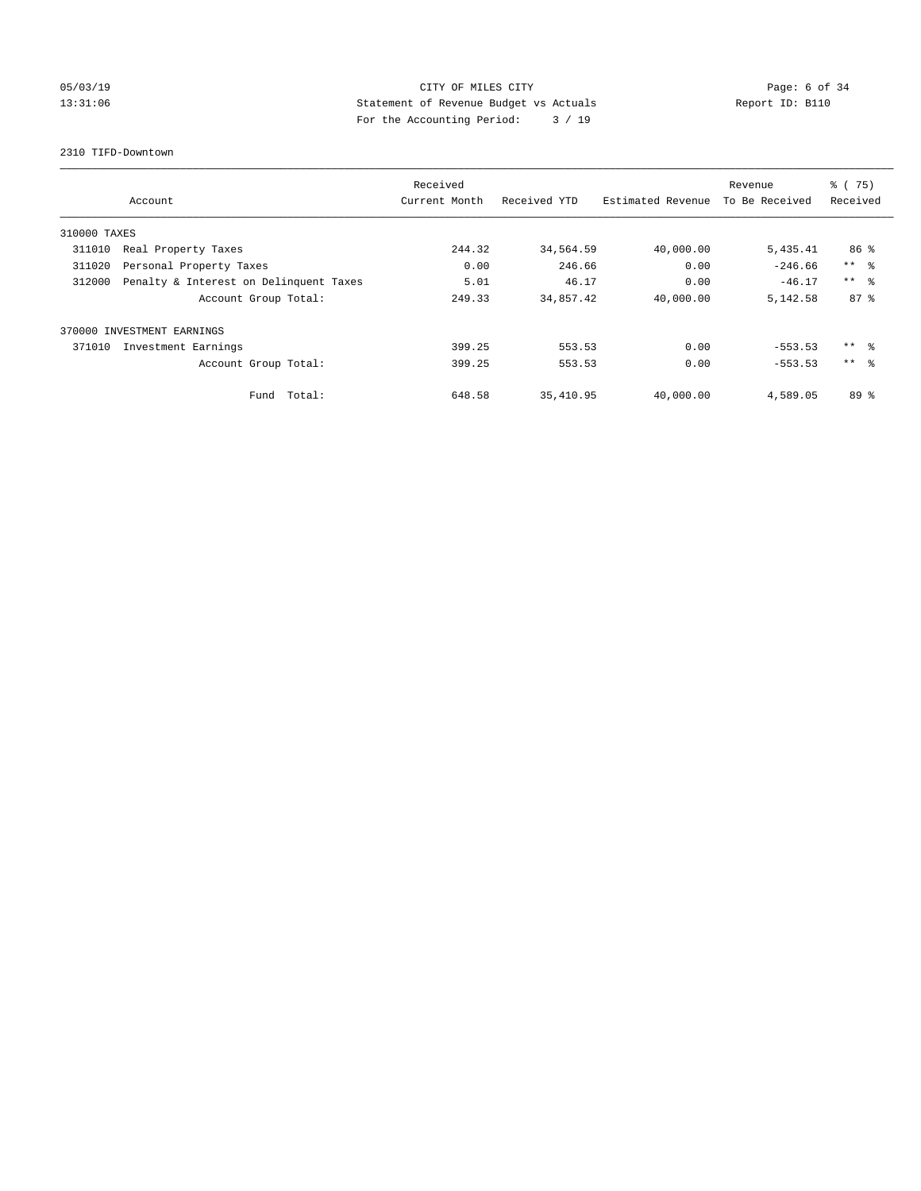CITY OF MILES CITY
Statement of Revenue Budget vs Actuals
For the Accounting Period: 3 / 19

05/03/19
13:31:06

Report ID: B110

2310 TIFD-Downtown

| Account | Received Current Month | Received YTD | Estimated Revenue | Revenue To Be Received | % ( 75) Received |
|---|---|---|---|---|---|
| 310000 TAXES | | | | | |
| 311010 Real Property Taxes | 244.32 | 34,564.59 | 40,000.00 | 5,435.41 | 86 % |
| 311020 Personal Property Taxes | 0.00 | 246.66 | 0.00 | -246.66 | ** % |
| 312000 Penalty & Interest on Delinquent Taxes | 5.01 | 46.17 | 0.00 | -46.17 | ** % |
| Account Group Total: | 249.33 | 34,857.42 | 40,000.00 | 5,142.58 | 87 % |
| 370000 INVESTMENT EARNINGS | | | | | |
| 371010 Investment Earnings | 399.25 | 553.53 | 0.00 | -553.53 | ** % |
| Account Group Total: | 399.25 | 553.53 | 0.00 | -553.53 | ** % |
| Fund Total: | 648.58 | 35,410.95 | 40,000.00 | 4,589.05 | 89 % |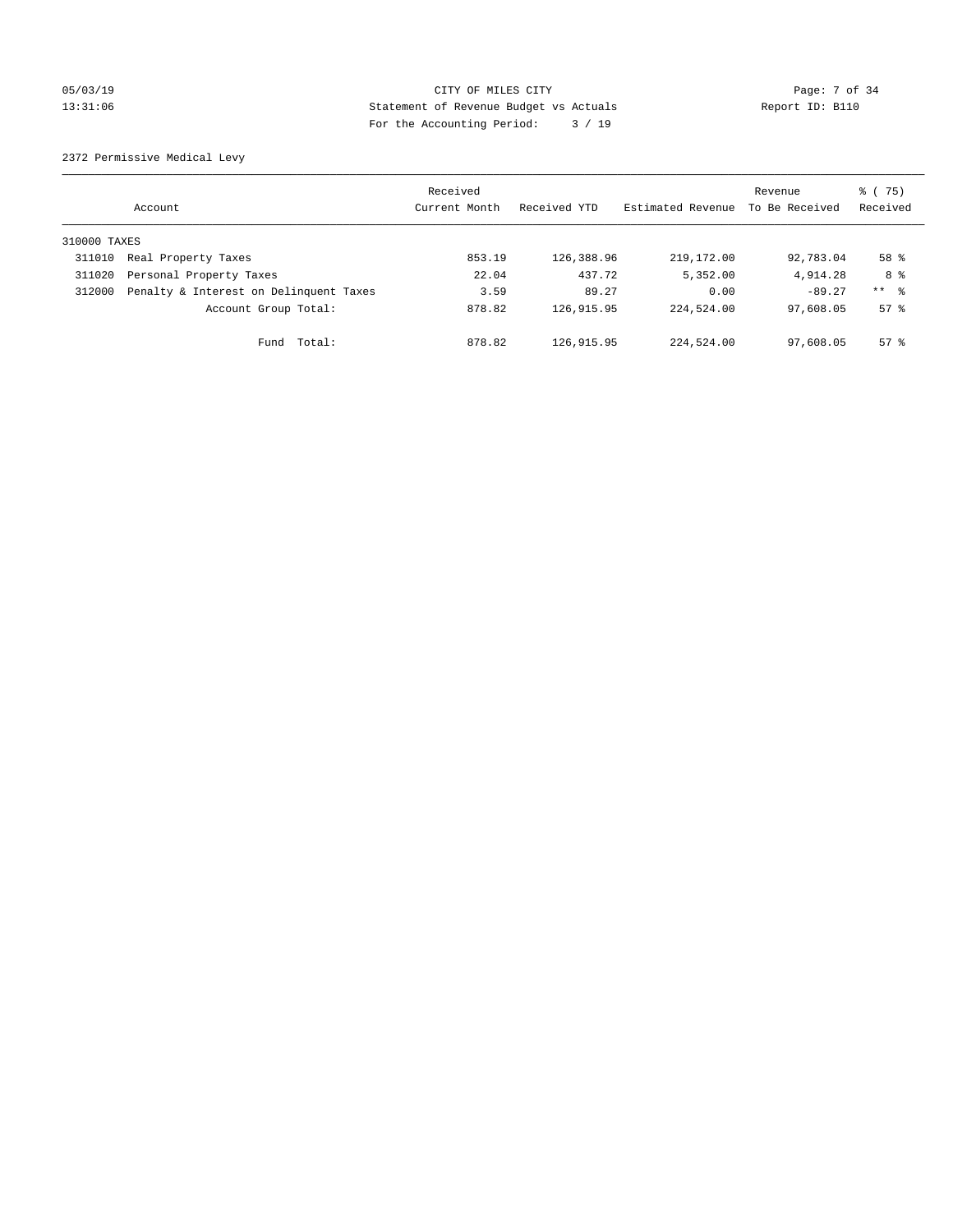CITY OF MILES CITY
Statement of Revenue Budget vs Actuals
For the Accounting Period: 3 / 19

05/03/19
13:31:06

Report ID: B110

2372 Permissive Medical Levy

| Account | | Received Current Month | Received YTD | Estimated Revenue | Revenue To Be Received | % ( 75) Received |
|---|---|---|---|---|---|---|
| 310000 TAXES | | | | | | |
| 311010 | Real Property Taxes | 853.19 | 126,388.96 | 219,172.00 | 92,783.04 | 58 % |
| 311020 | Personal Property Taxes | 22.04 | 437.72 | 5,352.00 | 4,914.28 | 8 % |
| 312000 | Penalty & Interest on Delinquent Taxes | 3.59 | 89.27 | 0.00 | -89.27 | ** % |
| | Account Group Total: | 878.82 | 126,915.95 | 224,524.00 | 97,608.05 | 57 % |
| | Fund Total: | 878.82 | 126,915.95 | 224,524.00 | 97,608.05 | 57 % |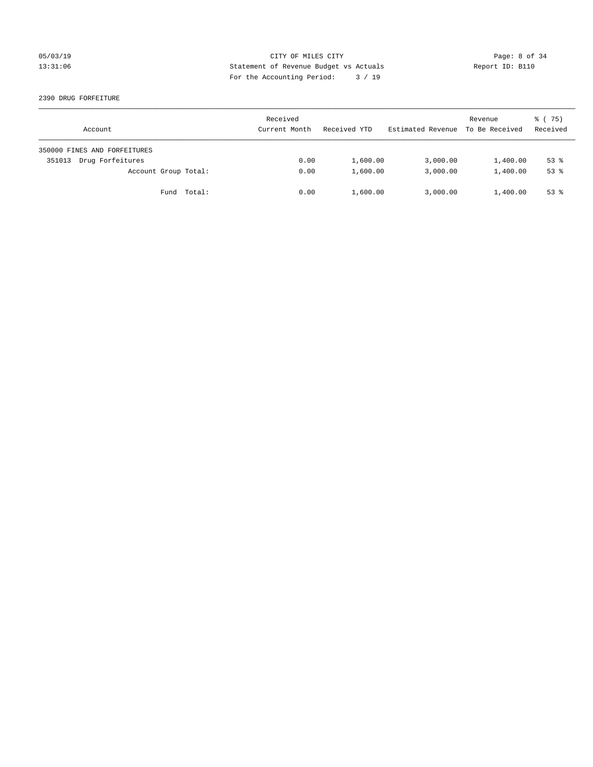CITY OF MILES CITY
Statement of Revenue Budget vs Actuals
For the Accounting Period: 3 / 19

05/03/19
13:31:06

Report ID: B110

2390 DRUG FORFEITURE

| Account | Received Current Month | Received YTD | Estimated Revenue | Revenue To Be Received | % ( 75) Received |
|---|---|---|---|---|---|
| 350000 FINES AND FORFEITURES | | | | | |
| 351013 Drug Forfeitures | 0.00 | 1,600.00 | 3,000.00 | 1,400.00 | 53 % |
| Account Group Total: | 0.00 | 1,600.00 | 3,000.00 | 1,400.00 | 53 % |
| Fund Total: | 0.00 | 1,600.00 | 3,000.00 | 1,400.00 | 53 % |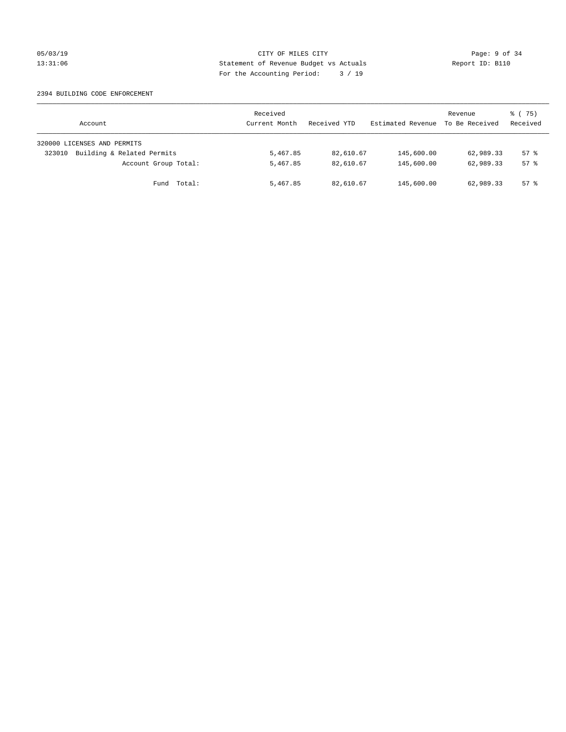CITY OF MILES CITY

Statement of Revenue Budget vs Actuals

For the Accounting Period: 3 / 19

05/03/19
13:31:06

Report ID: B110

2394 BUILDING CODE ENFORCEMENT

| Account | Received Current Month | Received YTD | Estimated Revenue | Revenue To Be Received | % ( 75) Received |
|---|---|---|---|---|---|
| 320000 LICENSES AND PERMITS | | | | | |
| 323010 Building & Related Permits | 5,467.85 | 82,610.67 | 145,600.00 | 62,989.33 | 57 % |
| Account Group Total: | 5,467.85 | 82,610.67 | 145,600.00 | 62,989.33 | 57 % |
| Fund Total: | 5,467.85 | 82,610.67 | 145,600.00 | 62,989.33 | 57 % |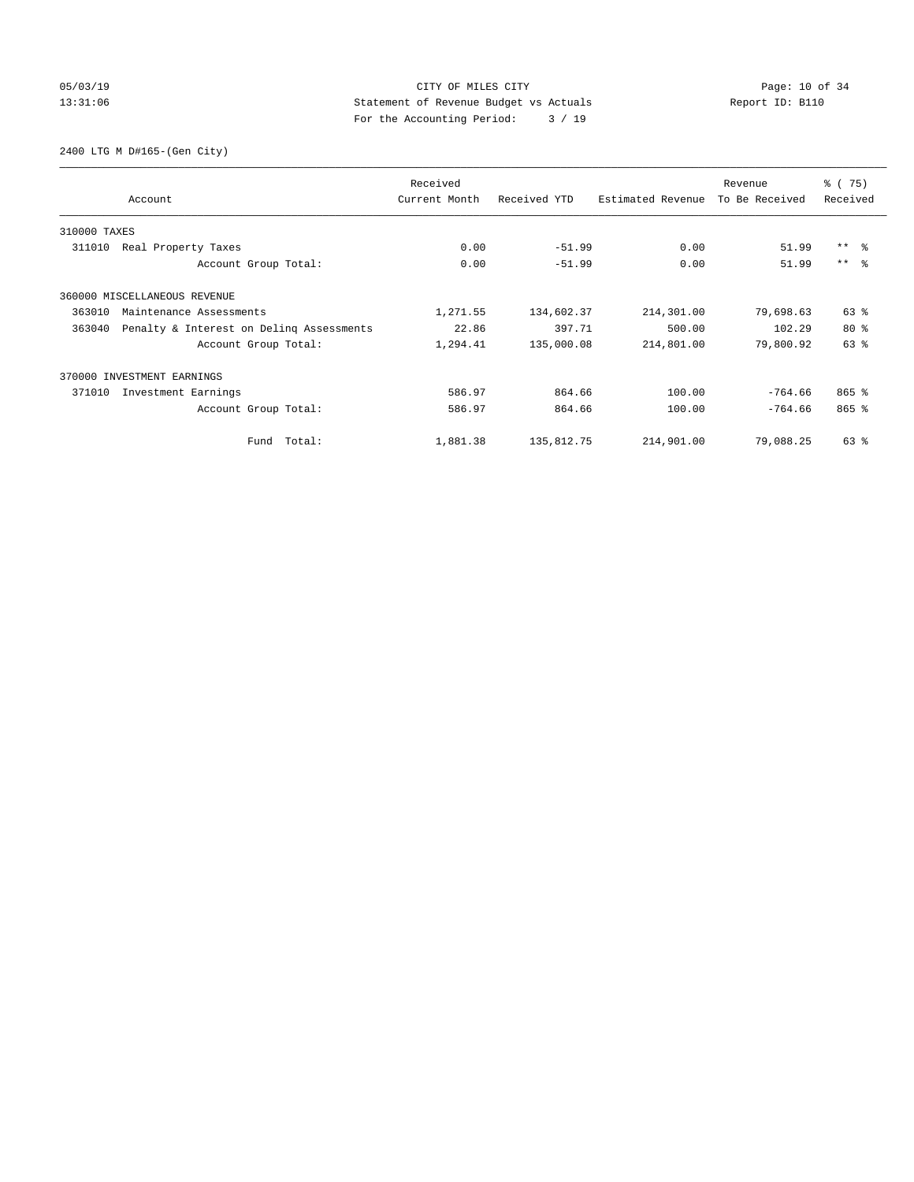CITY OF MILES CITY
Statement of Revenue Budget vs Actuals
For the Accounting Period: 3 / 19

05/03/19
13:31:06

Report ID: B110

2400 LTG M D#165-(Gen City)

| Account | Received Current Month | Received YTD | Estimated Revenue | Revenue To Be Received | % ( 75) Received |
|---|---|---|---|---|---|
| 310000 TAXES | | | | | |
| 311010 Real Property Taxes | 0.00 | -51.99 | 0.00 | 51.99 | ** % |
| Account Group Total: | 0.00 | -51.99 | 0.00 | 51.99 | ** % |
| 360000 MISCELLANEOUS REVENUE | | | | | |
| 363010 Maintenance Assessments | 1,271.55 | 134,602.37 | 214,301.00 | 79,698.63 | 63 % |
| 363040 Penalty & Interest on Delinq Assessments | 22.86 | 397.71 | 500.00 | 102.29 | 80 % |
| Account Group Total: | 1,294.41 | 135,000.08 | 214,801.00 | 79,800.92 | 63 % |
| 370000 INVESTMENT EARNINGS | | | | | |
| 371010 Investment Earnings | 586.97 | 864.66 | 100.00 | -764.66 | 865 % |
| Account Group Total: | 586.97 | 864.66 | 100.00 | -764.66 | 865 % |
| Fund Total: | 1,881.38 | 135,812.75 | 214,901.00 | 79,088.25 | 63 % |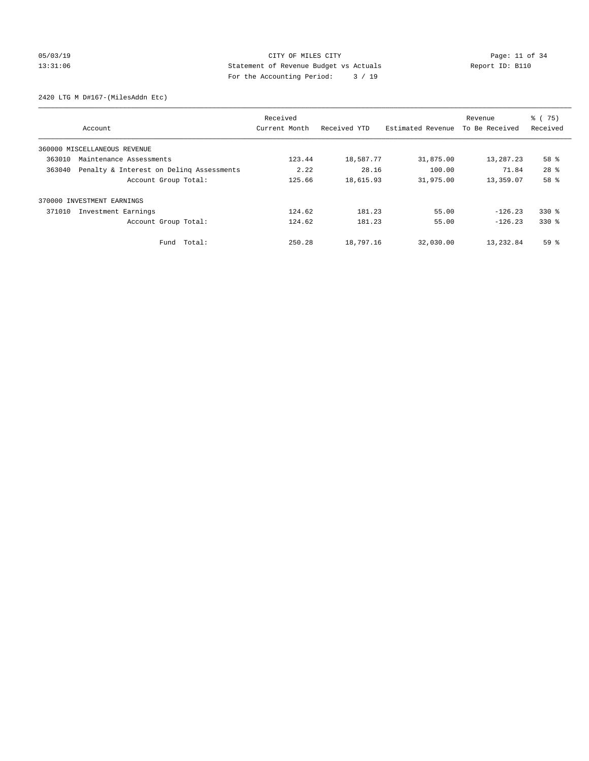CITY OF MILES CITY
Statement of Revenue Budget vs Actuals
For the Accounting Period: 3 / 19

05/03/19
13:31:06

Report ID: B110

2420 LTG M D#167-(MilesAddn Etc)

| Account | Received Current Month | Received YTD | Estimated Revenue | Revenue To Be Received | % ( 75) Received |
|---|---|---|---|---|---|
| 360000 MISCELLANEOUS REVENUE | | | | | |
| 363010 Maintenance Assessments | 123.44 | 18,587.77 | 31,875.00 | 13,287.23 | 58 % |
| 363040 Penalty & Interest on Delinq Assessments | 2.22 | 28.16 | 100.00 | 71.84 | 28 % |
| Account Group Total: | 125.66 | 18,615.93 | 31,975.00 | 13,359.07 | 58 % |
| 370000 INVESTMENT EARNINGS | | | | | |
| 371010 Investment Earnings | 124.62 | 181.23 | 55.00 | -126.23 | 330 % |
| Account Group Total: | 124.62 | 181.23 | 55.00 | -126.23 | 330 % |
| Fund Total: | 250.28 | 18,797.16 | 32,030.00 | 13,232.84 | 59 % |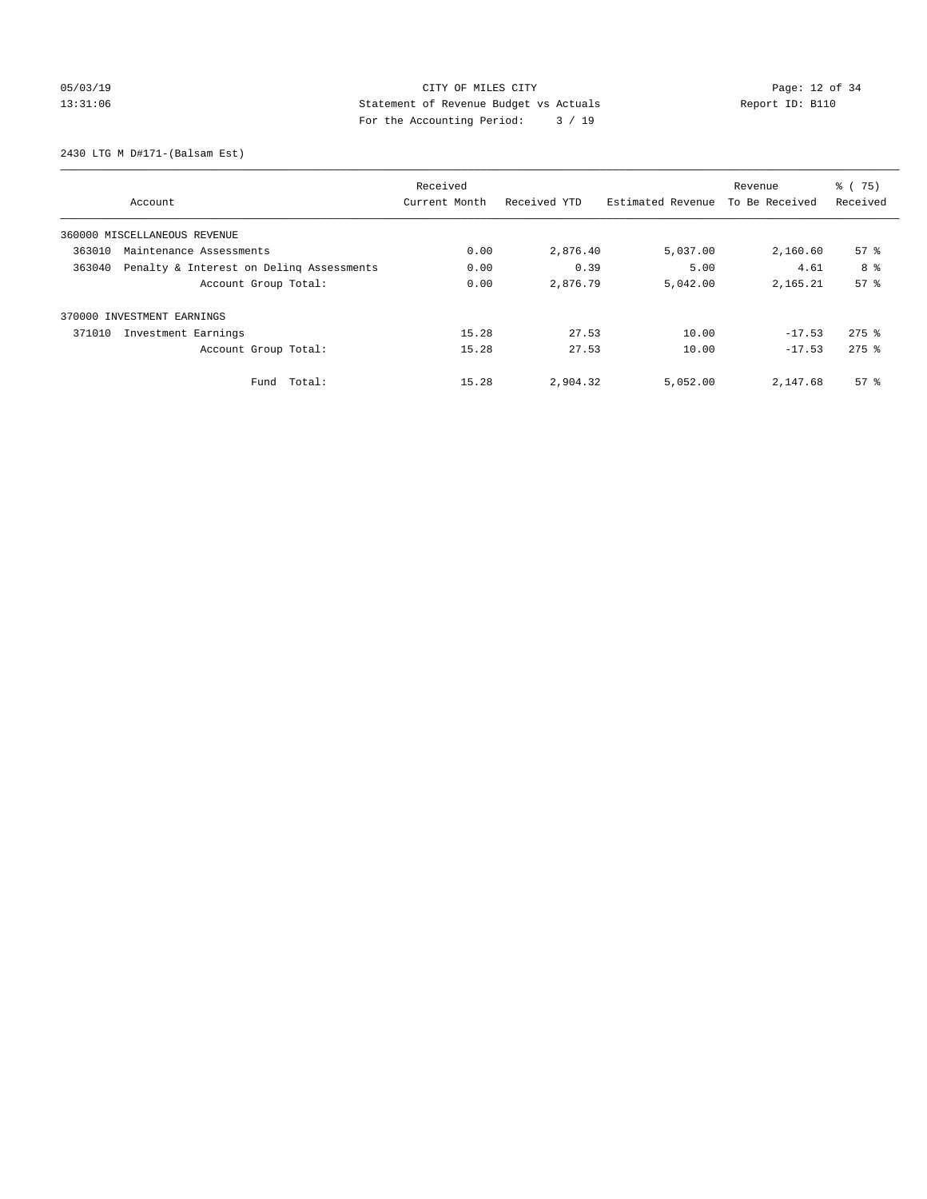CITY OF MILES CITY
Statement of Revenue Budget vs Actuals
For the Accounting Period: 3 / 19

05/03/19
13:31:06
Report ID: B110

2430 LTG M D#171-(Balsam Est)

| Account | Received Current Month | Received YTD | Estimated Revenue | Revenue To Be Received | % ( 75) Received |
|---|---|---|---|---|---|
| 360000 MISCELLANEOUS REVENUE | | | | | |
| 363010 Maintenance Assessments | 0.00 | 2,876.40 | 5,037.00 | 2,160.60 | 57 % |
| 363040 Penalty & Interest on Delinq Assessments | 0.00 | 0.39 | 5.00 | 4.61 | 8 % |
| Account Group Total: | 0.00 | 2,876.79 | 5,042.00 | 2,165.21 | 57 % |
| 370000 INVESTMENT EARNINGS | | | | | |
| 371010 Investment Earnings | 15.28 | 27.53 | 10.00 | -17.53 | 275 % |
| Account Group Total: | 15.28 | 27.53 | 10.00 | -17.53 | 275 % |
| Fund Total: | 15.28 | 2,904.32 | 5,052.00 | 2,147.68 | 57 % |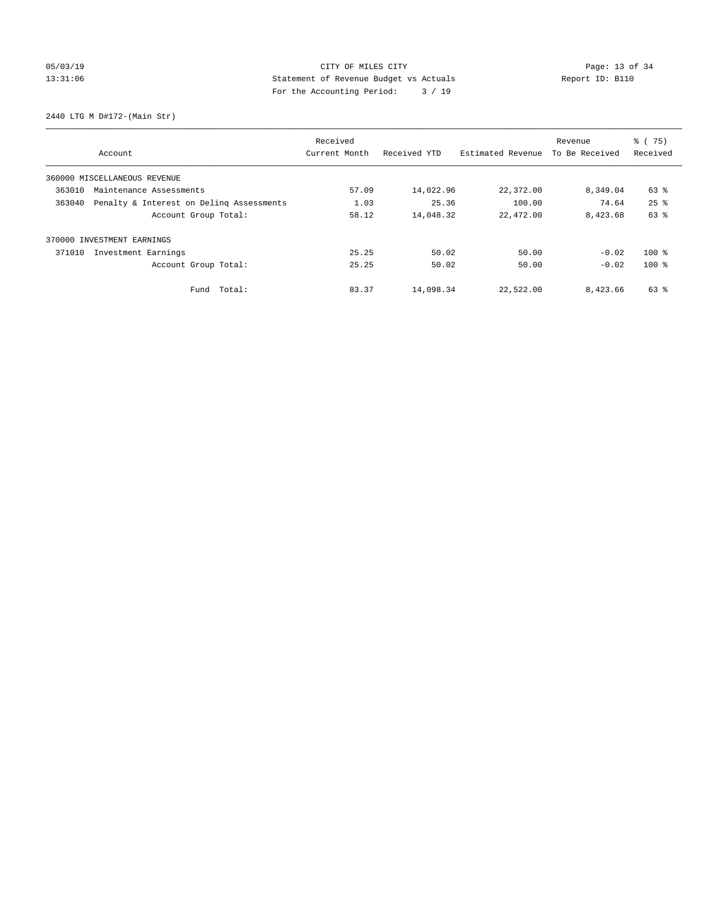CITY OF MILES CITY

Statement of Revenue Budget vs Actuals

For the Accounting Period: 3 / 19

05/03/19 13:31:06 Report ID: B110

2440 LTG M D#172-(Main Str)

| Account | Received Current Month | Received YTD | Estimated Revenue | Revenue To Be Received | % ( 75) Received |
|---|---|---|---|---|---|
| 360000 MISCELLANEOUS REVENUE | | | | | |
| 363010 Maintenance Assessments | 57.09 | 14,022.96 | 22,372.00 | 8,349.04 | 63 % |
| 363040 Penalty & Interest on Delinq Assessments | 1.03 | 25.36 | 100.00 | 74.64 | 25 % |
| Account Group Total: | 58.12 | 14,048.32 | 22,472.00 | 8,423.68 | 63 % |
| 370000 INVESTMENT EARNINGS | | | | | |
| 371010 Investment Earnings | 25.25 | 50.02 | 50.00 | -0.02 | 100 % |
| Account Group Total: | 25.25 | 50.02 | 50.00 | -0.02 | 100 % |
| Fund Total: | 83.37 | 14,098.34 | 22,522.00 | 8,423.66 | 63 % |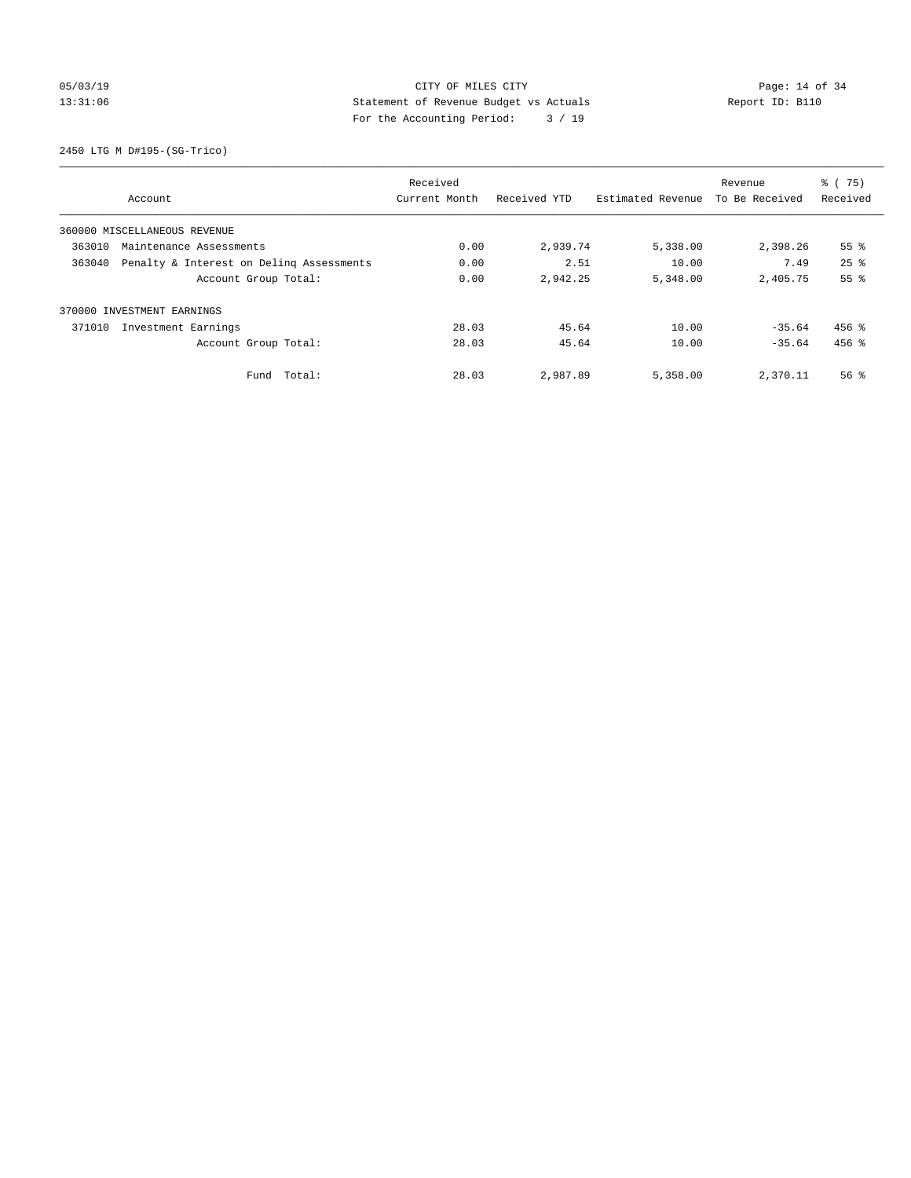CITY OF MILES CITY

Statement of Revenue Budget vs Actuals

For the Accounting Period: 3 / 19

05/03/19 13:31:06 Report ID: B110

2450 LTG M D#195-(SG-Trico)

| Account | Received Current Month | Received YTD | Estimated Revenue | Revenue To Be Received | % ( 75) Received |
|---|---|---|---|---|---|
| 360000 MISCELLANEOUS REVENUE | | | | | |
| 363010 Maintenance Assessments | 0.00 | 2,939.74 | 5,338.00 | 2,398.26 | 55 % |
| 363040 Penalty & Interest on Delinq Assessments | 0.00 | 2.51 | 10.00 | 7.49 | 25 % |
| Account Group Total: | 0.00 | 2,942.25 | 5,348.00 | 2,405.75 | 55 % |
| 370000 INVESTMENT EARNINGS | | | | | |
| 371010 Investment Earnings | 28.03 | 45.64 | 10.00 | -35.64 | 456 % |
| Account Group Total: | 28.03 | 45.64 | 10.00 | -35.64 | 456 % |
| Fund Total: | 28.03 | 2,987.89 | 5,358.00 | 2,370.11 | 56 % |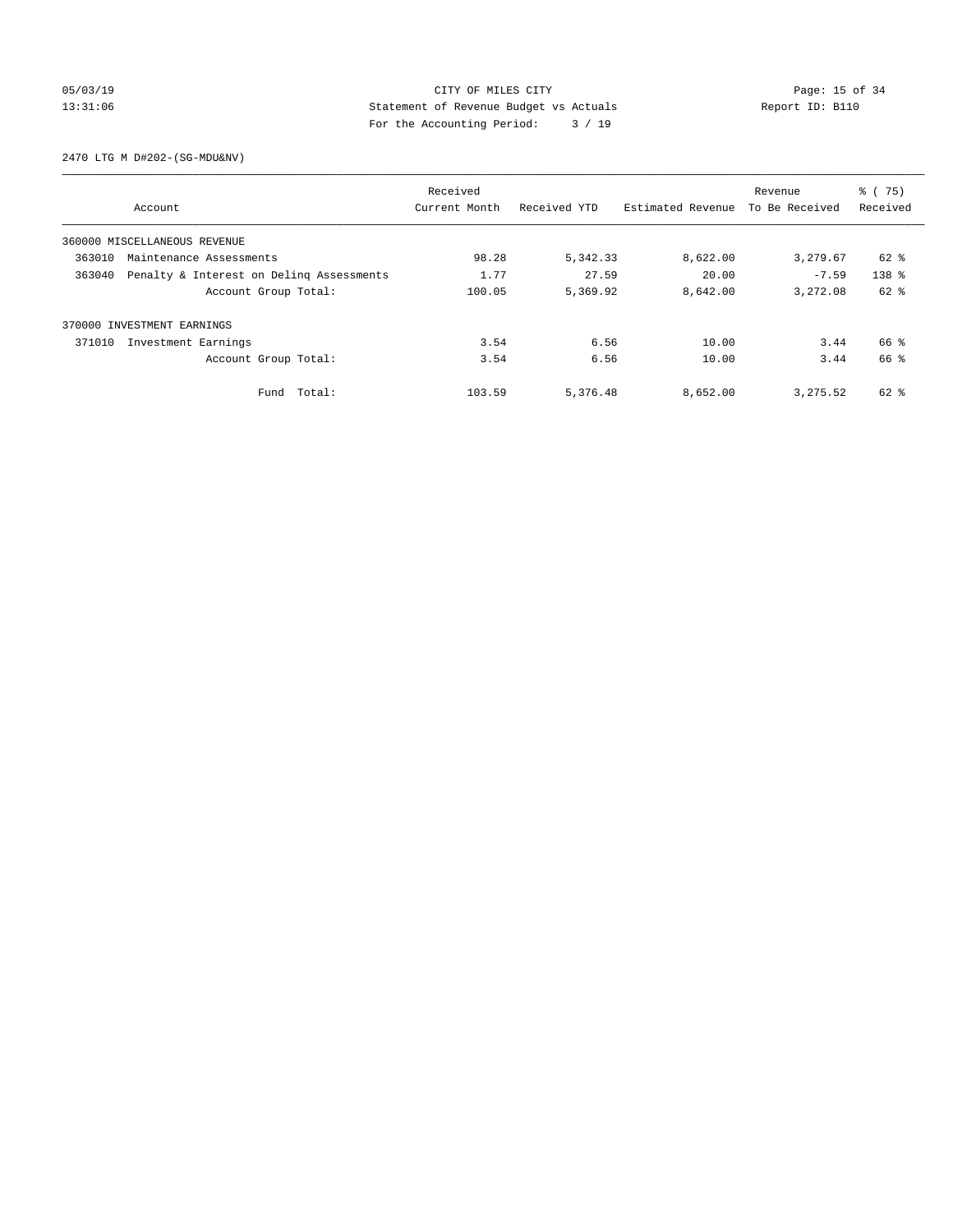CITY OF MILES CITY
Statement of Revenue Budget vs Actuals
For the Accounting Period: 3 / 19

05/03/19
13:31:06

Report ID: B110

2470 LTG M D#202-(SG-MDU&NV)

| Account | | Received Current Month | Received YTD | Estimated Revenue | Revenue To Be Received | % ( 75) Received |
|---|---|---|---|---|---|---|
| 360000 MISCELLANEOUS REVENUE | | | | | | |
| 363010 | Maintenance Assessments | 98.28 | 5,342.33 | 8,622.00 | 3,279.67 | 62 % |
| 363040 | Penalty & Interest on Delinq Assessments | 1.77 | 27.59 | 20.00 | -7.59 | 138 % |
| | Account Group Total: | 100.05 | 5,369.92 | 8,642.00 | 3,272.08 | 62 % |
| 370000 INVESTMENT EARNINGS | | | | | | |
| 371010 | Investment Earnings | 3.54 | 6.56 | 10.00 | 3.44 | 66 % |
| | Account Group Total: | 3.54 | 6.56 | 10.00 | 3.44 | 66 % |
| | Fund Total: | 103.59 | 5,376.48 | 8,652.00 | 3,275.52 | 62 % |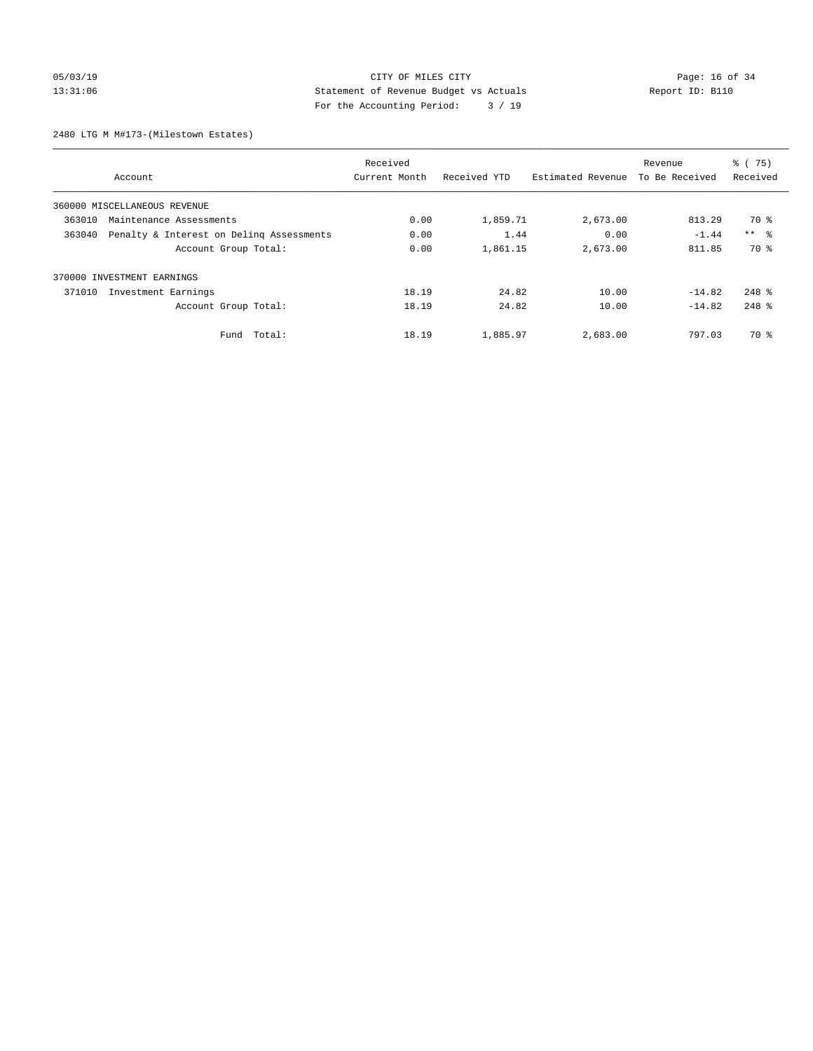CITY OF MILES CITY
Statement of Revenue Budget vs Actuals
For the Accounting Period: 3 / 19

05/03/19
13:31:06

Report ID: B110

2480 LTG M M#173-(Milestown Estates)

| Account | Received Current Month | Received YTD | Estimated Revenue | Revenue To Be Received | % ( 75) Received |
|---|---|---|---|---|---|
| 360000 MISCELLANEOUS REVENUE | | | | | |
| 363010 Maintenance Assessments | 0.00 | 1,859.71 | 2,673.00 | 813.29 | 70 % |
| 363040 Penalty & Interest on Delinq Assessments | 0.00 | 1.44 | 0.00 | -1.44 | ** % |
| Account Group Total: | 0.00 | 1,861.15 | 2,673.00 | 811.85 | 70 % |
| 370000 INVESTMENT EARNINGS | | | | | |
| 371010 Investment Earnings | 18.19 | 24.82 | 10.00 | -14.82 | 248 % |
| Account Group Total: | 18.19 | 24.82 | 10.00 | -14.82 | 248 % |
| Fund Total: | 18.19 | 1,885.97 | 2,683.00 | 797.03 | 70 % |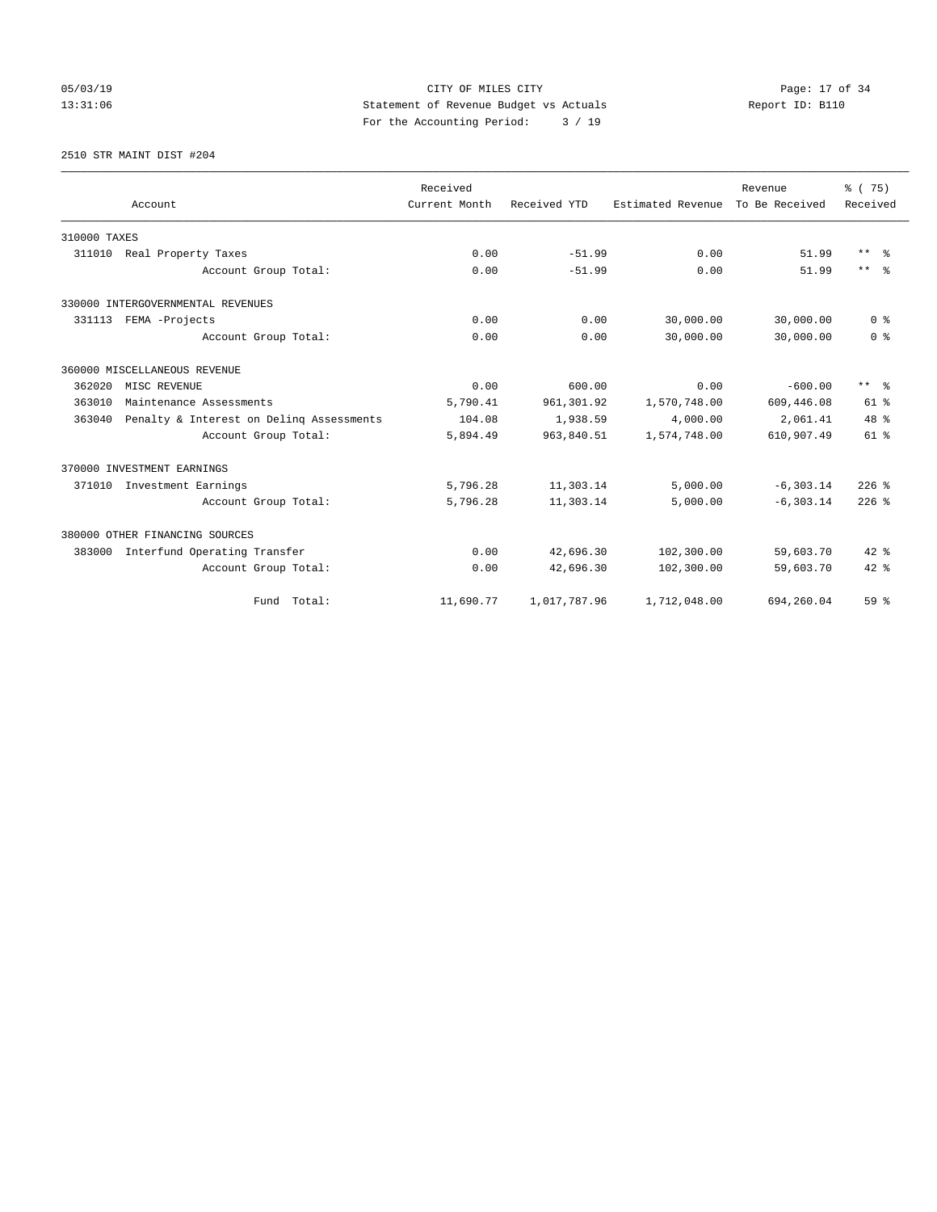CITY OF MILES CITY
Statement of Revenue Budget vs Actuals
For the Accounting Period: 3 / 19

05/03/19
13:31:06

Report ID: B110

2510 STR MAINT DIST #204

| Account | Received Current Month | Received YTD | Estimated Revenue | Revenue To Be Received | % ( 75) Received |
|---|---|---|---|---|---|
| 310000 TAXES | | | | | |
| 311010 Real Property Taxes | 0.00 | -51.99 | 0.00 | 51.99 | ** % |
| Account Group Total: | 0.00 | -51.99 | 0.00 | 51.99 | ** % |
| 330000 INTERGOVERNMENTAL REVENUES | | | | | |
| 331113 FEMA -Projects | 0.00 | 0.00 | 30,000.00 | 30,000.00 | 0 % |
| Account Group Total: | 0.00 | 0.00 | 30,000.00 | 30,000.00 | 0 % |
| 360000 MISCELLANEOUS REVENUE | | | | | |
| 362020 MISC REVENUE | 0.00 | 600.00 | 0.00 | -600.00 | ** % |
| 363010 Maintenance Assessments | 5,790.41 | 961,301.92 | 1,570,748.00 | 609,446.08 | 61 % |
| 363040 Penalty & Interest on Delinq Assessments | 104.08 | 1,938.59 | 4,000.00 | 2,061.41 | 48 % |
| Account Group Total: | 5,894.49 | 963,840.51 | 1,574,748.00 | 610,907.49 | 61 % |
| 370000 INVESTMENT EARNINGS | | | | | |
| 371010 Investment Earnings | 5,796.28 | 11,303.14 | 5,000.00 | -6,303.14 | 226 % |
| Account Group Total: | 5,796.28 | 11,303.14 | 5,000.00 | -6,303.14 | 226 % |
| 380000 OTHER FINANCING SOURCES | | | | | |
| 383000 Interfund Operating Transfer | 0.00 | 42,696.30 | 102,300.00 | 59,603.70 | 42 % |
| Account Group Total: | 0.00 | 42,696.30 | 102,300.00 | 59,603.70 | 42 % |
| Fund Total: | 11,690.77 | 1,017,787.96 | 1,712,048.00 | 694,260.04 | 59 % |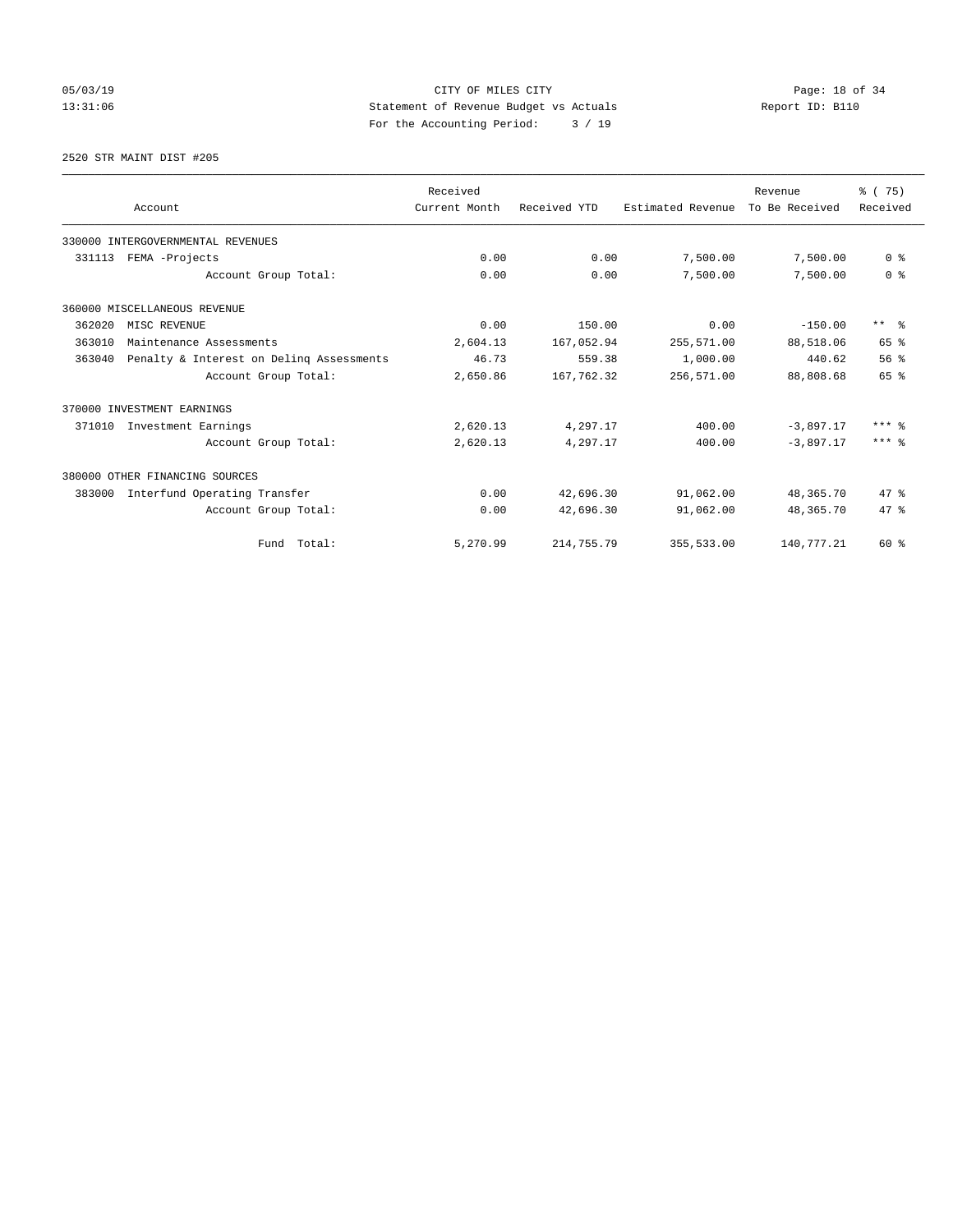CITY OF MILES CITY
Statement of Revenue Budget vs Actuals
For the Accounting Period: 3 / 19

05/03/19
13:31:06

Report ID: B110

2520 STR MAINT DIST #205

| Account | Received Current Month | Received YTD | Estimated Revenue | Revenue To Be Received | % ( 75) Received |
|---|---|---|---|---|---|
| 330000 INTERGOVERNMENTAL REVENUES | | | | | |
| 331113 FEMA -Projects | 0.00 | 0.00 | 7,500.00 | 7,500.00 | 0 % |
| Account Group Total: | 0.00 | 0.00 | 7,500.00 | 7,500.00 | 0 % |
| 360000 MISCELLANEOUS REVENUE | | | | | |
| 362020 MISC REVENUE | 0.00 | 150.00 | 0.00 | -150.00 | ** % |
| 363010 Maintenance Assessments | 2,604.13 | 167,052.94 | 255,571.00 | 88,518.06 | 65 % |
| 363040 Penalty & Interest on Delinq Assessments | 46.73 | 559.38 | 1,000.00 | 440.62 | 56 % |
| Account Group Total: | 2,650.86 | 167,762.32 | 256,571.00 | 88,808.68 | 65 % |
| 370000 INVESTMENT EARNINGS | | | | | |
| 371010 Investment Earnings | 2,620.13 | 4,297.17 | 400.00 | -3,897.17 | *** % |
| Account Group Total: | 2,620.13 | 4,297.17 | 400.00 | -3,897.17 | *** % |
| 380000 OTHER FINANCING SOURCES | | | | | |
| 383000 Interfund Operating Transfer | 0.00 | 42,696.30 | 91,062.00 | 48,365.70 | 47 % |
| Account Group Total: | 0.00 | 42,696.30 | 91,062.00 | 48,365.70 | 47 % |
| Fund Total: | 5,270.99 | 214,755.79 | 355,533.00 | 140,777.21 | 60 % |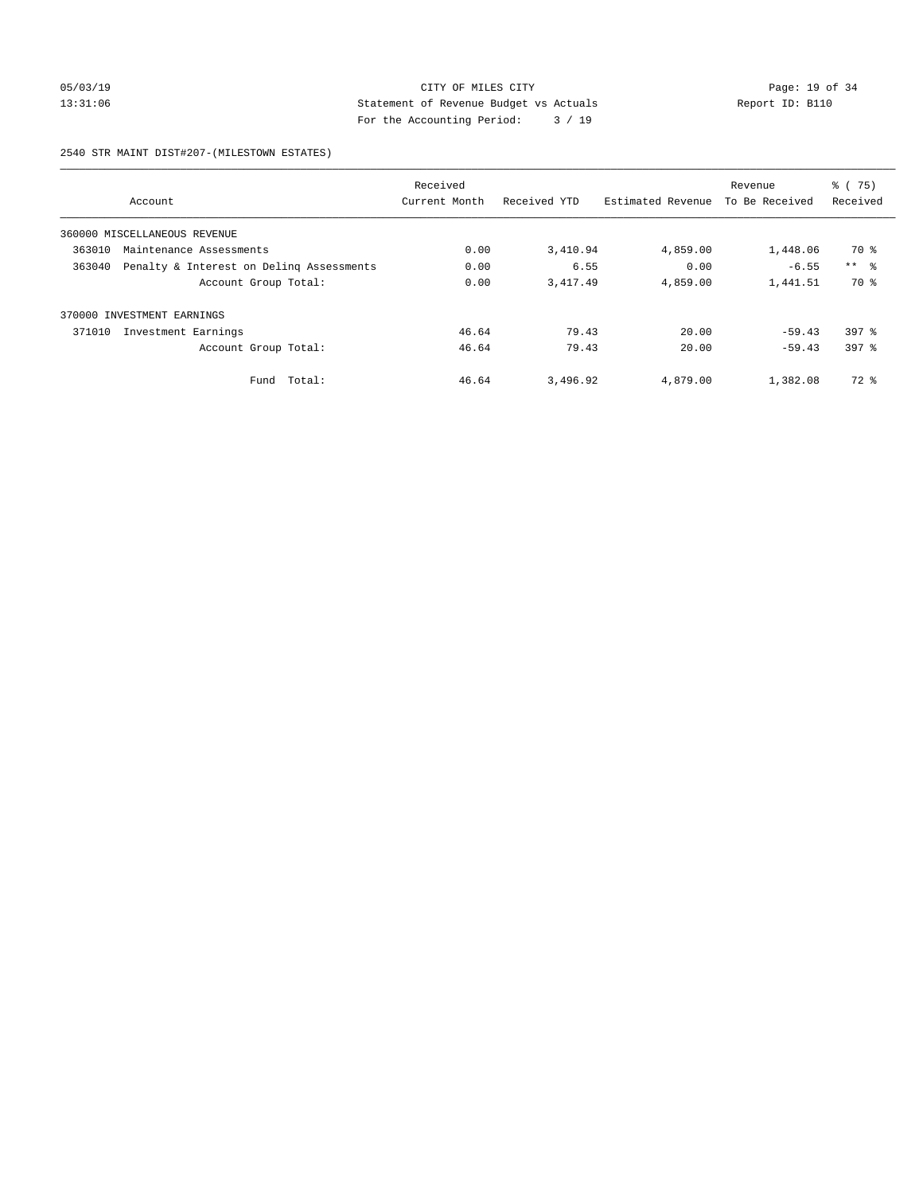CITY OF MILES CITY

Statement of Revenue Budget vs Actuals

For the Accounting Period: 3 / 19

05/03/19
13:31:06

Report ID: B110

2540 STR MAINT DIST#207-(MILESTOWN ESTATES)

| Account | | Received Current Month | Received YTD | Estimated Revenue | Revenue To Be Received | % ( 75) Received |
|---|---|---|---|---|---|---|
| 360000 MISCELLANEOUS REVENUE | | | | | | |
| 363010 | Maintenance Assessments | 0.00 | 3,410.94 | 4,859.00 | 1,448.06 | 70 % |
| 363040 | Penalty & Interest on Delinq Assessments | 0.00 | 6.55 | 0.00 | -6.55 | ** % |
| | Account Group Total: | 0.00 | 3,417.49 | 4,859.00 | 1,441.51 | 70 % |
| 370000 INVESTMENT EARNINGS | | | | | | |
| 371010 | Investment Earnings | 46.64 | 79.43 | 20.00 | -59.43 | 397 % |
| | Account Group Total: | 46.64 | 79.43 | 20.00 | -59.43 | 397 % |
| | Fund Total: | 46.64 | 3,496.92 | 4,879.00 | 1,382.08 | 72 % |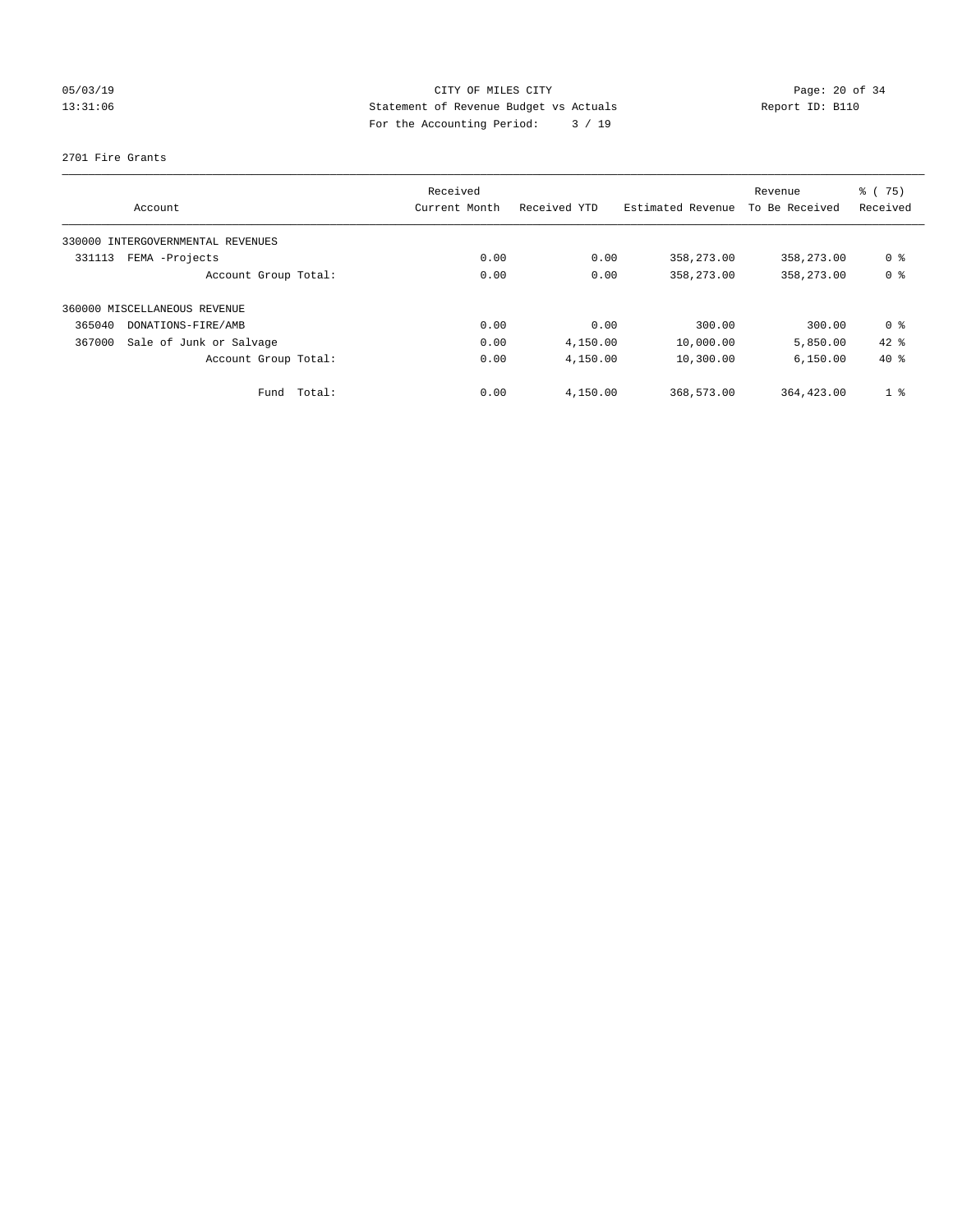CITY OF MILES CITY

Statement of Revenue Budget vs Actuals

For the Accounting Period: 3 / 19

2701 Fire Grants

| Account | Received Current Month | Received YTD | Estimated Revenue | Revenue To Be Received | % ( 75) Received |
|---|---|---|---|---|---|
| 330000 INTERGOVERNMENTAL REVENUES | | | | | |
| 331113 FEMA -Projects | 0.00 | 0.00 | 358,273.00 | 358,273.00 | 0 % |
| Account Group Total: | 0.00 | 0.00 | 358,273.00 | 358,273.00 | 0 % |
| 360000 MISCELLANEOUS REVENUE | | | | | |
| 365040 DONATIONS-FIRE/AMB | 0.00 | 0.00 | 300.00 | 300.00 | 0 % |
| 367000 Sale of Junk or Salvage | 0.00 | 4,150.00 | 10,000.00 | 5,850.00 | 42 % |
| Account Group Total: | 0.00 | 4,150.00 | 10,300.00 | 6,150.00 | 40 % |
| Fund Total: | 0.00 | 4,150.00 | 368,573.00 | 364,423.00 | 1 % |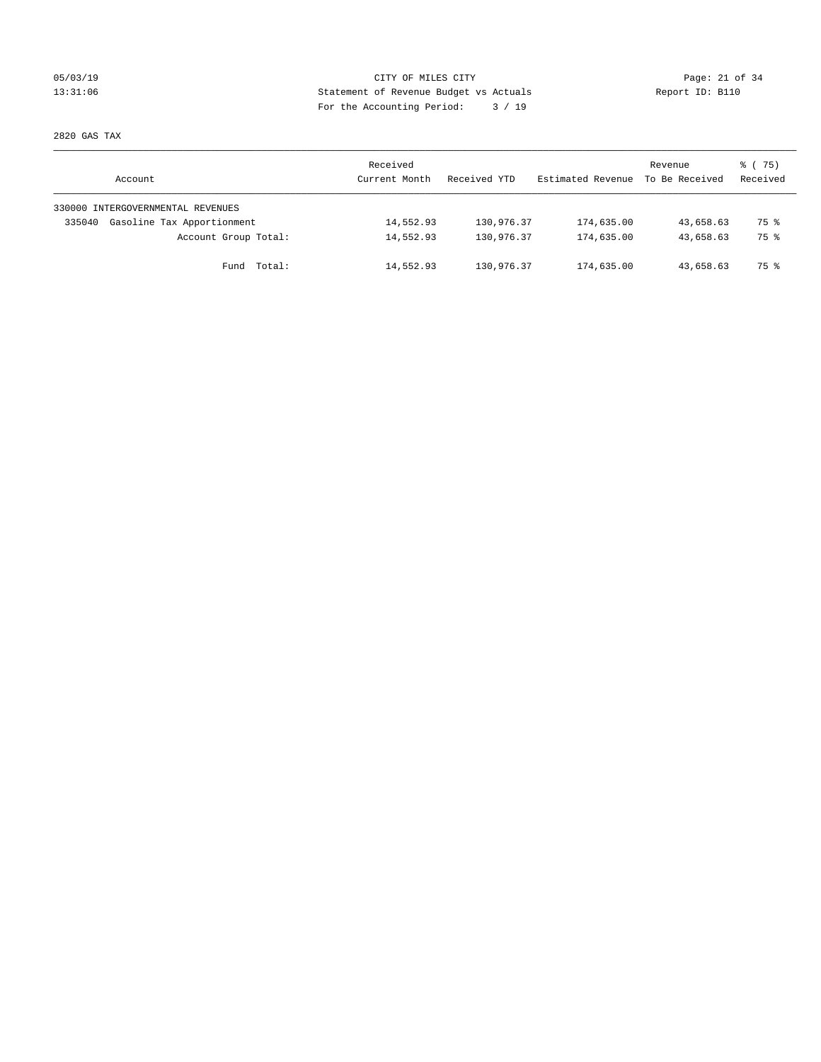05/03/19 CITY OF MILES CITY
13:31:06 Statement of Revenue Budget vs Actuals Report ID: B110
For the Accounting Period: 3 / 19

2820 GAS TAX

| Account | Received Current Month | Received YTD | Estimated Revenue | Revenue To Be Received | % ( 75) Received |
|---|---|---|---|---|---|
| 330000 INTERGOVERNMENTAL REVENUES | | | | | |
| 335040 Gasoline Tax Apportionment | 14,552.93 | 130,976.37 | 174,635.00 | 43,658.63 | 75 % |
| Account Group Total: | 14,552.93 | 130,976.37 | 174,635.00 | 43,658.63 | 75 % |
| Fund Total: | 14,552.93 | 130,976.37 | 174,635.00 | 43,658.63 | 75 % |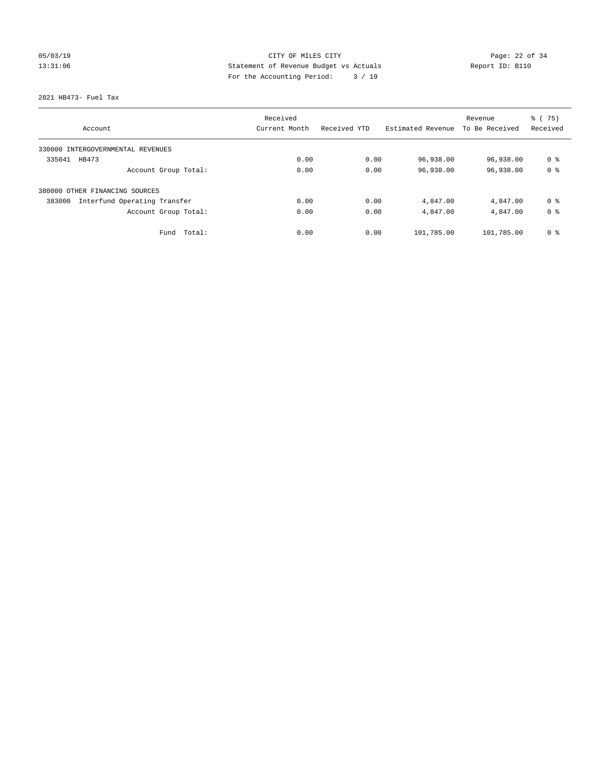CITY OF MILES CITY
Statement of Revenue Budget vs Actuals
For the Accounting Period: 3 / 19

05/03/19
13:31:06

Report ID: B110

2821 HB473- Fuel Tax

| Account | Received Current Month | Received YTD | Estimated Revenue | Revenue To Be Received | % ( 75) Received |
|---|---|---|---|---|---|
| 330000 INTERGOVERNMENTAL REVENUES | | | | | |
| 335041 HB473 | 0.00 | 0.00 | 96,938.00 | 96,938.00 | 0 % |
| Account Group Total: | 0.00 | 0.00 | 96,938.00 | 96,938.00 | 0 % |
| 380000 OTHER FINANCING SOURCES | | | | | |
| 383000 Interfund Operating Transfer | 0.00 | 0.00 | 4,847.00 | 4,847.00 | 0 % |
| Account Group Total: | 0.00 | 0.00 | 4,847.00 | 4,847.00 | 0 % |
| Fund Total: | 0.00 | 0.00 | 101,785.00 | 101,785.00 | 0 % |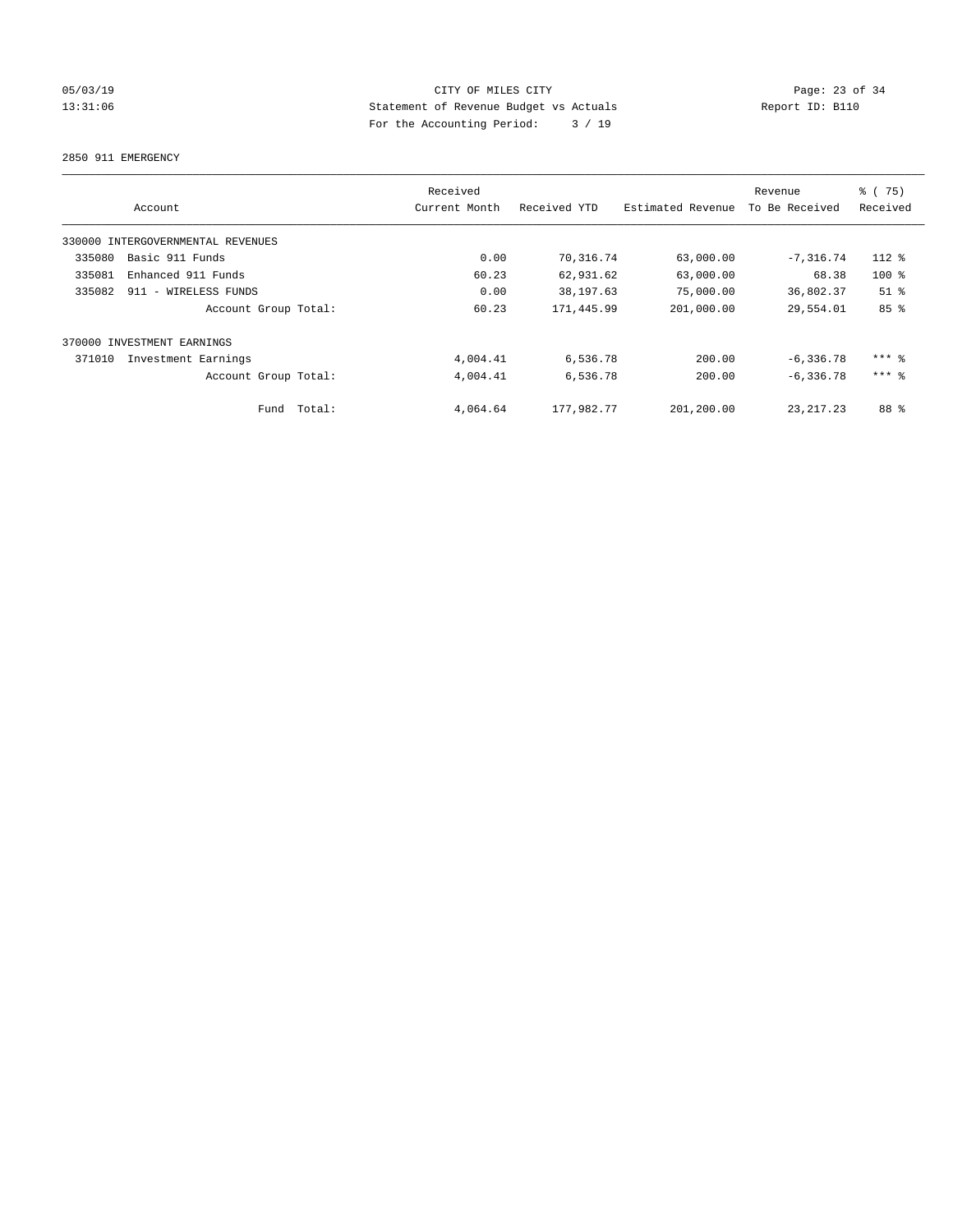CITY OF MILES CITY
Statement of Revenue Budget vs Actuals
For the Accounting Period: 3 / 19

2850 911 EMERGENCY

| Account | Received Current Month | Received YTD | Estimated Revenue | Revenue To Be Received | % ( 75) Received |
|---|---|---|---|---|---|
| 330000 INTERGOVERNMENTAL REVENUES | | | | | |
| 335080 Basic 911 Funds | 0.00 | 70,316.74 | 63,000.00 | -7,316.74 | 112 % |
| 335081 Enhanced 911 Funds | 60.23 | 62,931.62 | 63,000.00 | 68.38 | 100 % |
| 335082 911 - WIRELESS FUNDS | 0.00 | 38,197.63 | 75,000.00 | 36,802.37 | 51 % |
| Account Group Total: | 60.23 | 171,445.99 | 201,000.00 | 29,554.01 | 85 % |
| 370000 INVESTMENT EARNINGS | | | | | |
| 371010 Investment Earnings | 4,004.41 | 6,536.78 | 200.00 | -6,336.78 | *** % |
| Account Group Total: | 4,004.41 | 6,536.78 | 200.00 | -6,336.78 | *** % |
| Fund Total: | 4,064.64 | 177,982.77 | 201,200.00 | 23,217.23 | 88 % |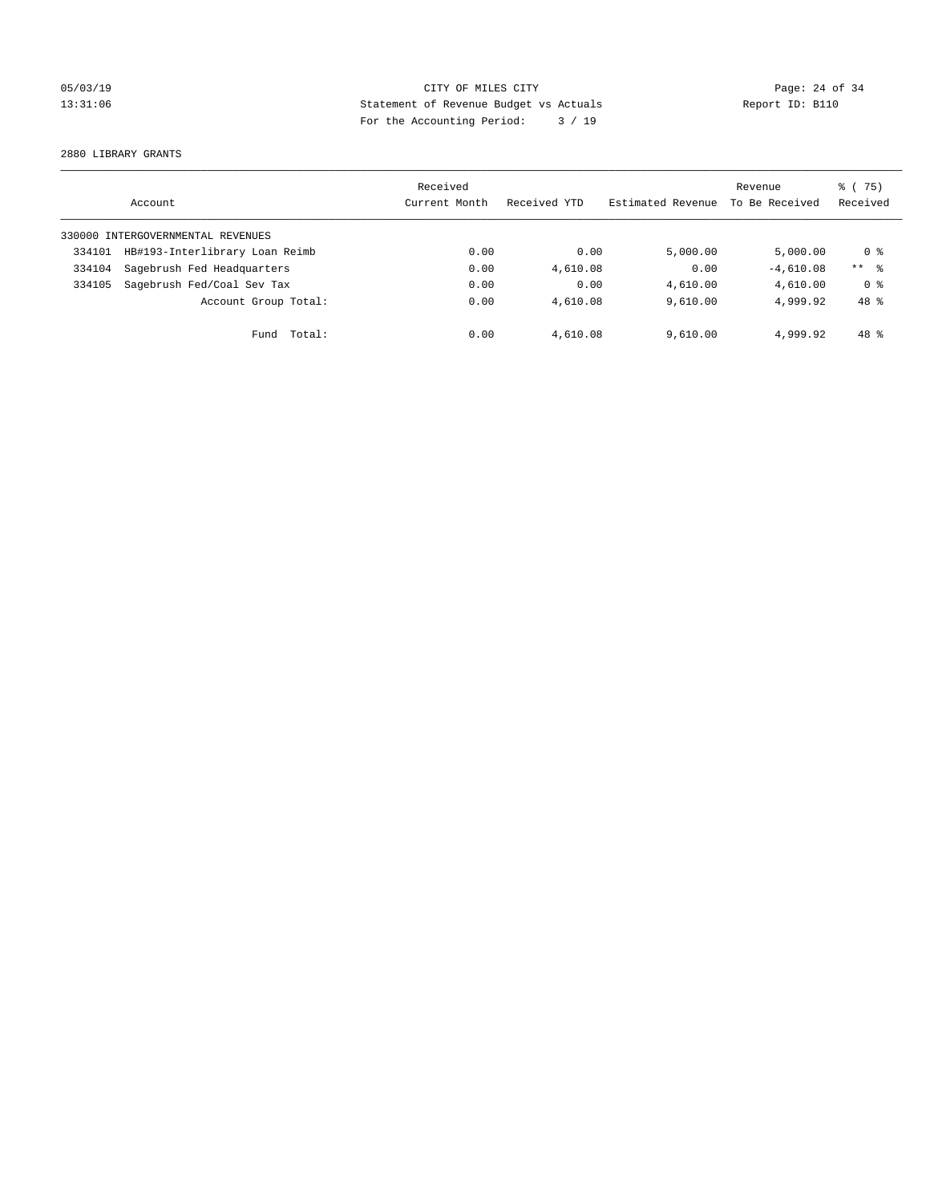CITY OF MILES CITY
Statement of Revenue Budget vs Actuals
For the Accounting Period: 3 / 19

05/03/19
13:31:06

Report ID: B110

2880 LIBRARY GRANTS

| Account | Received Current Month | Received YTD | Estimated Revenue | Revenue To Be Received | % ( 75) Received |
|---|---|---|---|---|---|
| 330000 INTERGOVERNMENTAL REVENUES | | | | | |
| 334101 HB#193-Interlibrary Loan Reimb | 0.00 | 0.00 | 5,000.00 | 5,000.00 | 0 % |
| 334104 Sagebrush Fed Headquarters | 0.00 | 4,610.08 | 0.00 | -4,610.08 | ** % |
| 334105 Sagebrush Fed/Coal Sev Tax | 0.00 | 0.00 | 4,610.00 | 4,610.00 | 0 % |
| Account Group Total: | 0.00 | 4,610.08 | 9,610.00 | 4,999.92 | 48 % |
| Fund Total: | 0.00 | 4,610.08 | 9,610.00 | 4,999.92 | 48 % |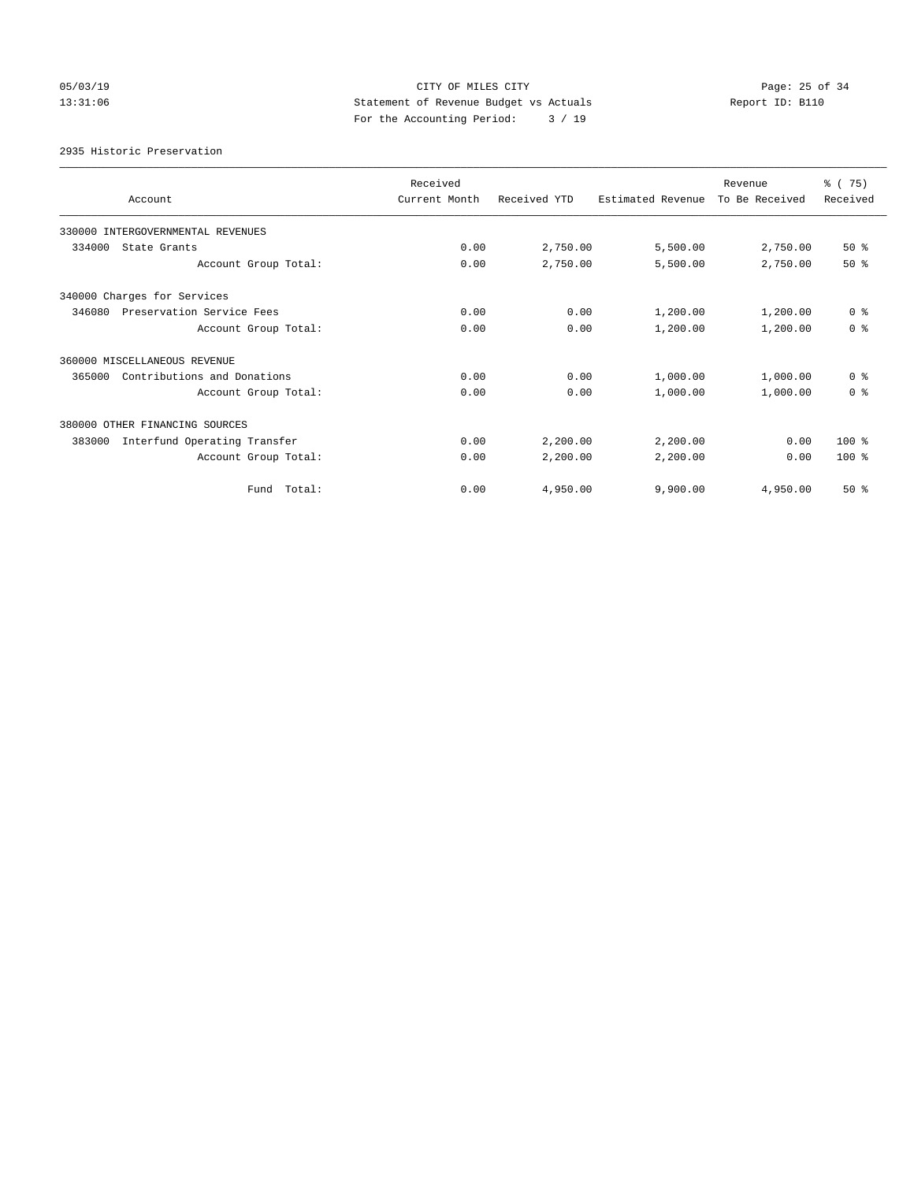05/03/19 CITY OF MILES CITY
13:31:06 Statement of Revenue Budget vs Actuals Report ID: B110
For the Accounting Period: 3 / 19

2935 Historic Preservation

| Account | Received Current Month | Received YTD | Estimated Revenue | Revenue To Be Received | % ( 75) Received |
|---|---|---|---|---|---|
| 330000 INTERGOVERNMENTAL REVENUES | | | | | |
| 334000 State Grants | 0.00 | 2,750.00 | 5,500.00 | 2,750.00 | 50 % |
| Account Group Total: | 0.00 | 2,750.00 | 5,500.00 | 2,750.00 | 50 % |
| 340000 Charges for Services | | | | | |
| 346080 Preservation Service Fees | 0.00 | 0.00 | 1,200.00 | 1,200.00 | 0 % |
| Account Group Total: | 0.00 | 0.00 | 1,200.00 | 1,200.00 | 0 % |
| 360000 MISCELLANEOUS REVENUE | | | | | |
| 365000 Contributions and Donations | 0.00 | 0.00 | 1,000.00 | 1,000.00 | 0 % |
| Account Group Total: | 0.00 | 0.00 | 1,000.00 | 1,000.00 | 0 % |
| 380000 OTHER FINANCING SOURCES | | | | | |
| 383000 Interfund Operating Transfer | 0.00 | 2,200.00 | 2,200.00 | 0.00 | 100 % |
| Account Group Total: | 0.00 | 2,200.00 | 2,200.00 | 0.00 | 100 % |
| Fund Total: | 0.00 | 4,950.00 | 9,900.00 | 4,950.00 | 50 % |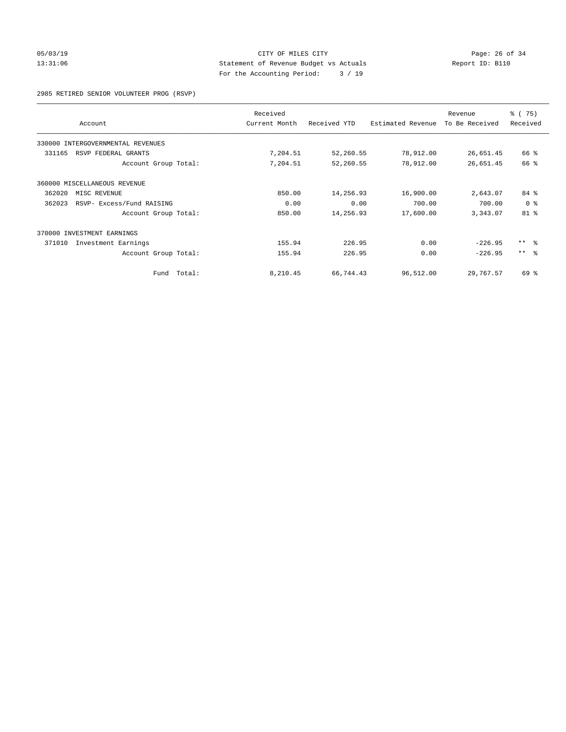CITY OF MILES CITY
Statement of Revenue Budget vs Actuals
For the Accounting Period: 3 / 19

05/03/19
13:31:06

Report ID: B110

2985 RETIRED SENIOR VOLUNTEER PROG (RSVP)

| Account | Received Current Month | Received YTD | Estimated Revenue | Revenue To Be Received | % ( 75) Received |
|---|---|---|---|---|---|
| 330000 INTERGOVERNMENTAL REVENUES | | | | | |
| 331165 RSVP FEDERAL GRANTS | 7,204.51 | 52,260.55 | 78,912.00 | 26,651.45 | 66 % |
| Account Group Total: | 7,204.51 | 52,260.55 | 78,912.00 | 26,651.45 | 66 % |
| 360000 MISCELLANEOUS REVENUE | | | | | |
| 362020 MISC REVENUE | 850.00 | 14,256.93 | 16,900.00 | 2,643.07 | 84 % |
| 362023 RSVP- Excess/Fund RAISING | 0.00 | 0.00 | 700.00 | 700.00 | 0 % |
| Account Group Total: | 850.00 | 14,256.93 | 17,600.00 | 3,343.07 | 81 % |
| 370000 INVESTMENT EARNINGS | | | | | |
| 371010 Investment Earnings | 155.94 | 226.95 | 0.00 | -226.95 | ** % |
| Account Group Total: | 155.94 | 226.95 | 0.00 | -226.95 | ** % |
| Fund Total: | 8,210.45 | 66,744.43 | 96,512.00 | 29,767.57 | 69 % |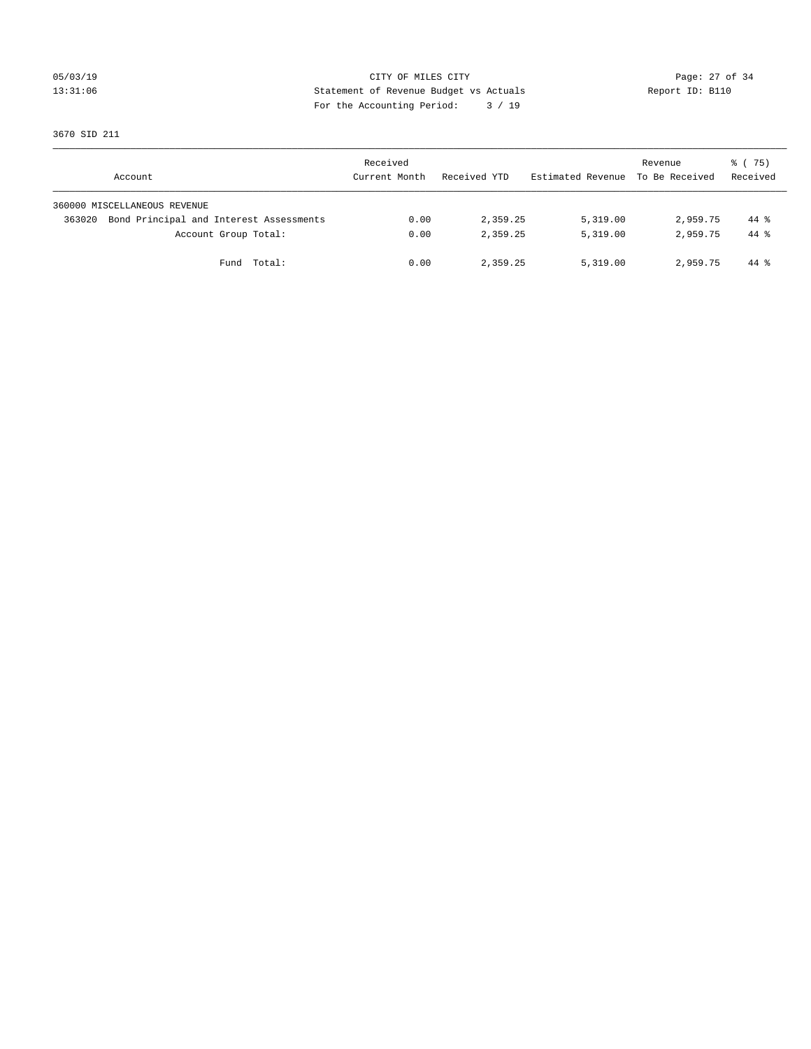CITY OF MILES CITY
Statement of Revenue Budget vs Actuals
For the Accounting Period: 3 / 19

05/03/19
13:31:06

Report ID: B110

3670 SID 211

| Account | Received Current Month | Received YTD | Estimated Revenue | Revenue To Be Received | % ( 75) Received |
|---|---|---|---|---|---|
| 360000 MISCELLANEOUS REVENUE | | | | | |
| 363020 Bond Principal and Interest Assessments | 0.00 | 2,359.25 | 5,319.00 | 2,959.75 | 44 % |
| Account Group Total: | 0.00 | 2,359.25 | 5,319.00 | 2,959.75 | 44 % |
| Fund Total: | 0.00 | 2,359.25 | 5,319.00 | 2,959.75 | 44 % |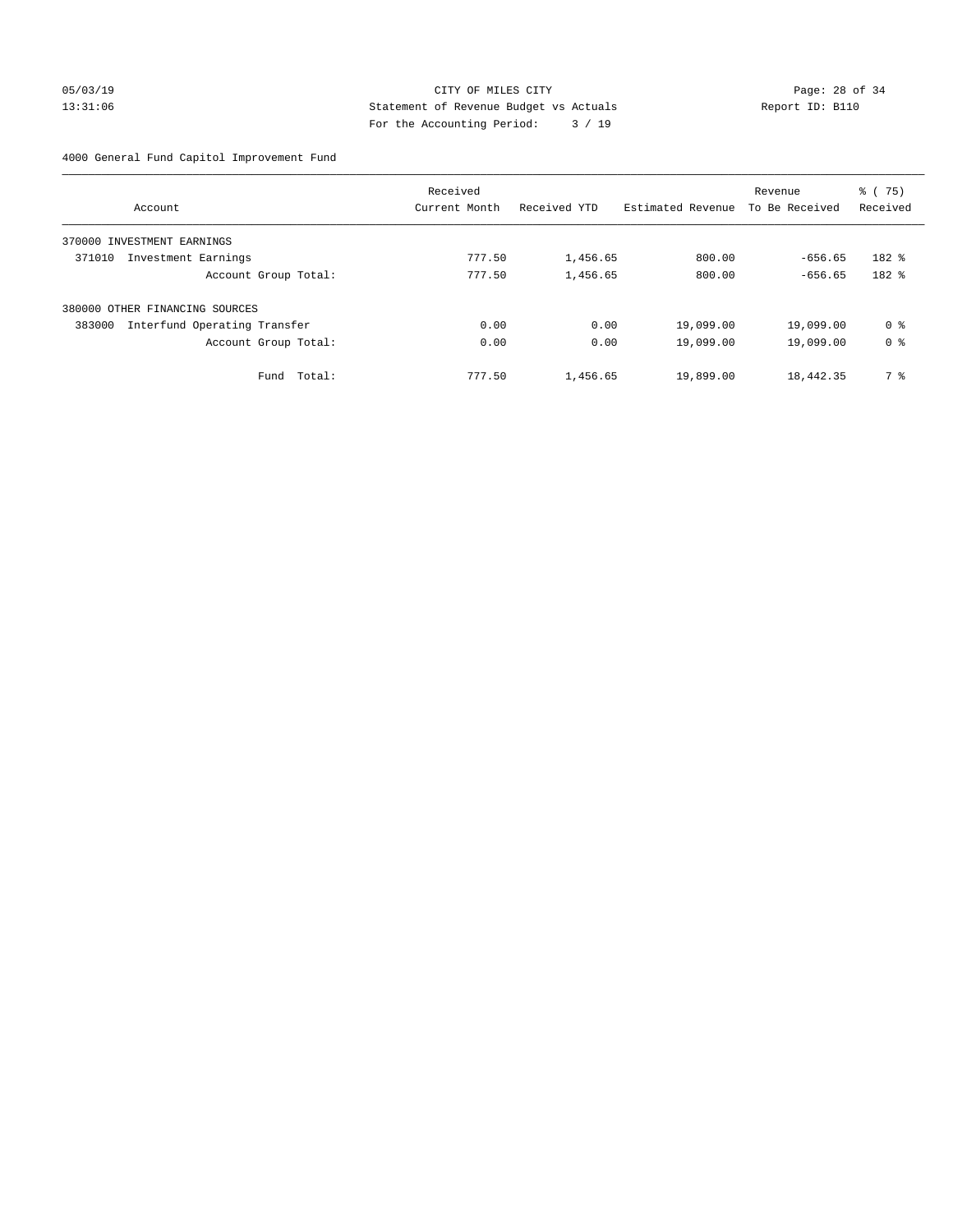CITY OF MILES CITY
Statement of Revenue Budget vs Actuals
For the Accounting Period: 3 / 19

05/03/19
13:31:06

Report ID: B110

4000 General Fund Capitol Improvement Fund

| Account | Received Current Month | Received YTD | Estimated Revenue | Revenue To Be Received | % ( 75) Received |
|---|---|---|---|---|---|
| 370000 INVESTMENT EARNINGS | | | | | |
| 371010 Investment Earnings | 777.50 | 1,456.65 | 800.00 | -656.65 | 182 % |
| Account Group Total: | 777.50 | 1,456.65 | 800.00 | -656.65 | 182 % |
| 380000 OTHER FINANCING SOURCES | | | | | |
| 383000 Interfund Operating Transfer | 0.00 | 0.00 | 19,099.00 | 19,099.00 | 0 % |
| Account Group Total: | 0.00 | 0.00 | 19,099.00 | 19,099.00 | 0 % |
| Fund Total: | 777.50 | 1,456.65 | 19,899.00 | 18,442.35 | 7 % |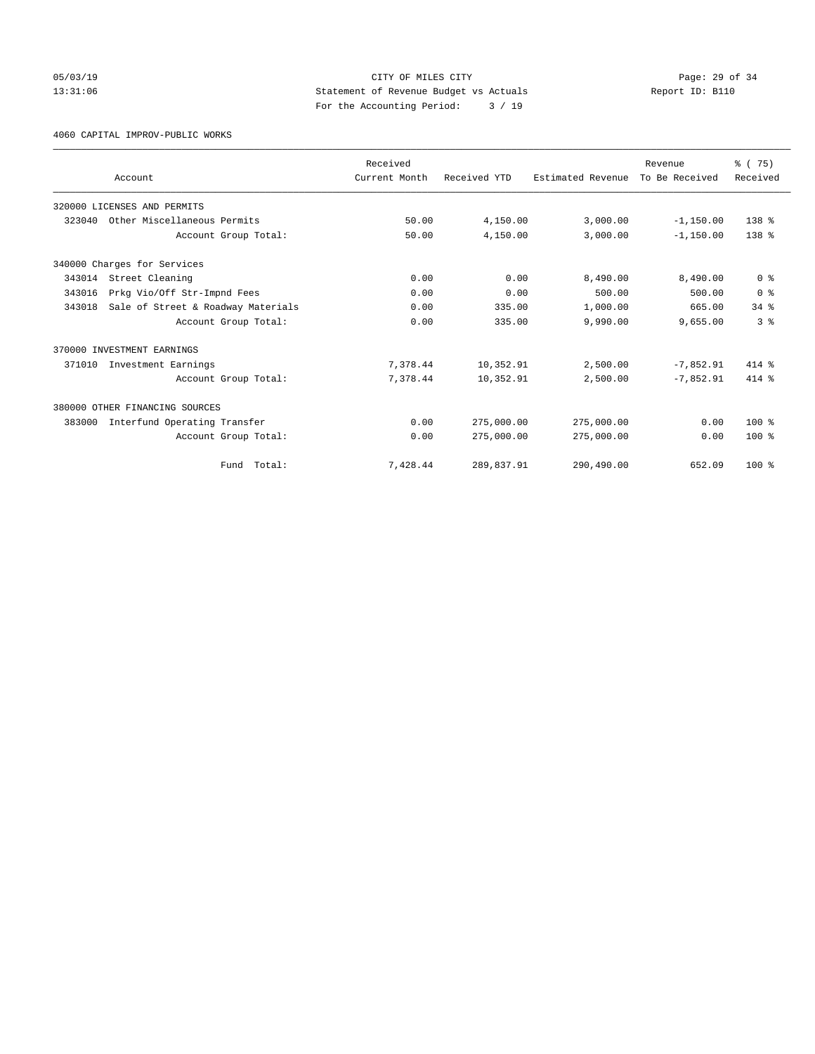05/03/19 CITY OF MILES CITY
13:31:06 Statement of Revenue Budget vs Actuals Report ID: B110
For the Accounting Period: 3 / 19

4060 CAPITAL IMPROV-PUBLIC WORKS

| Account | Received Current Month | Received YTD | Estimated Revenue | Revenue To Be Received | % ( 75) Received |
|---|---|---|---|---|---|
| 320000 LICENSES AND PERMITS | | | | | |
| 323040 Other Miscellaneous Permits | 50.00 | 4,150.00 | 3,000.00 | -1,150.00 | 138 % |
| Account Group Total: | 50.00 | 4,150.00 | 3,000.00 | -1,150.00 | 138 % |
| 340000 Charges for Services | | | | | |
| 343014 Street Cleaning | 0.00 | 0.00 | 8,490.00 | 8,490.00 | 0 % |
| 343016 Prkg Vio/Off Str-Impnd Fees | 0.00 | 0.00 | 500.00 | 500.00 | 0 % |
| 343018 Sale of Street & Roadway Materials | 0.00 | 335.00 | 1,000.00 | 665.00 | 34 % |
| Account Group Total: | 0.00 | 335.00 | 9,990.00 | 9,655.00 | 3 % |
| 370000 INVESTMENT EARNINGS | | | | | |
| 371010 Investment Earnings | 7,378.44 | 10,352.91 | 2,500.00 | -7,852.91 | 414 % |
| Account Group Total: | 7,378.44 | 10,352.91 | 2,500.00 | -7,852.91 | 414 % |
| 380000 OTHER FINANCING SOURCES | | | | | |
| 383000 Interfund Operating Transfer | 0.00 | 275,000.00 | 275,000.00 | 0.00 | 100 % |
| Account Group Total: | 0.00 | 275,000.00 | 275,000.00 | 0.00 | 100 % |
| Fund Total: | 7,428.44 | 289,837.91 | 290,490.00 | 652.09 | 100 % |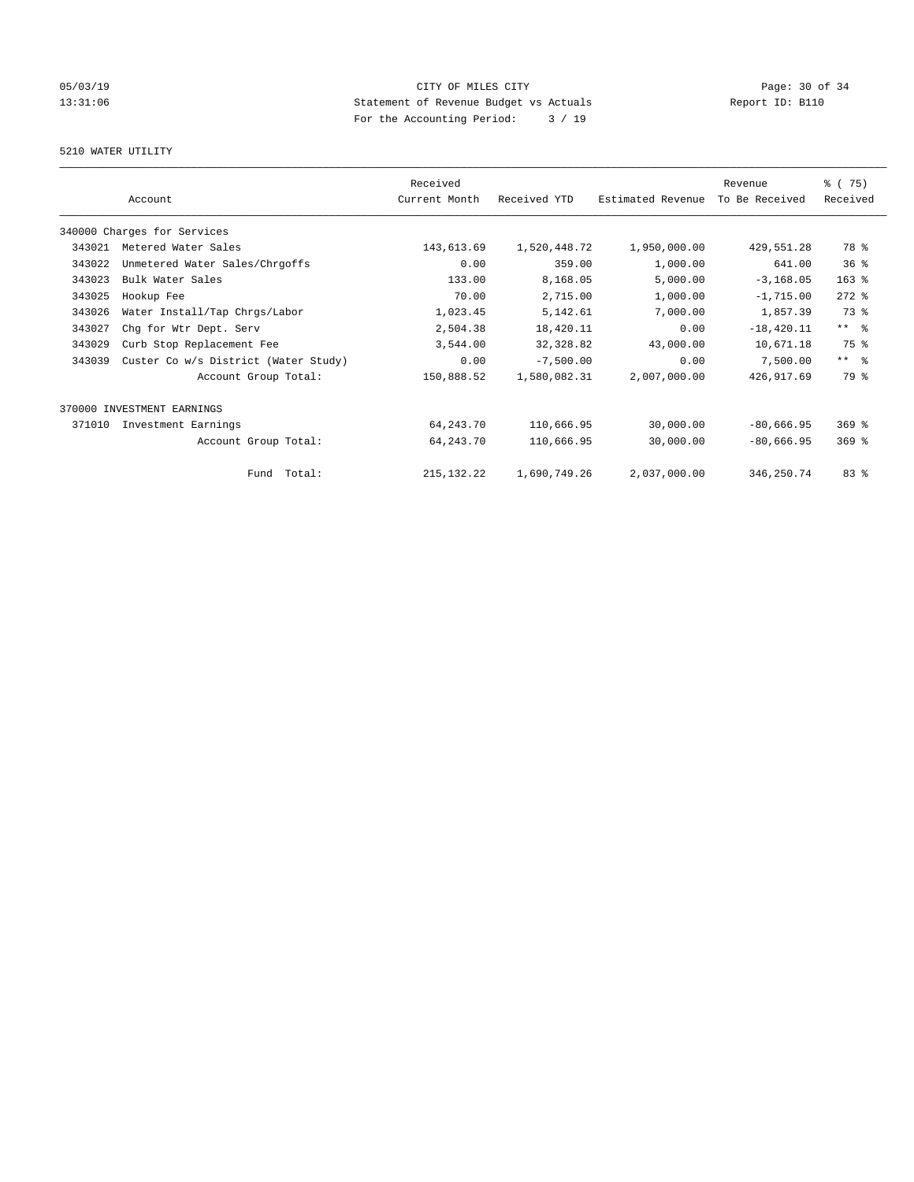CITY OF MILES CITY
Statement of Revenue Budget vs Actuals
For the Accounting Period: 3 / 19

05/03/19
13:31:06

Report ID: B110

## 5210 WATER UTILITY

| Account | | Received Current Month | Received YTD | Estimated Revenue | Revenue To Be Received | % ( 75) Received |
|---|---|---|---|---|---|---|
| 340000 Charges for Services | | | | | | |
| 343021 | Metered Water Sales | 143,613.69 | 1,520,448.72 | 1,950,000.00 | 429,551.28 | 78 % |
| 343022 | Unmetered Water Sales/Chrgoffs | 0.00 | 359.00 | 1,000.00 | 641.00 | 36 % |
| 343023 | Bulk Water Sales | 133.00 | 8,168.05 | 5,000.00 | -3,168.05 | 163 % |
| 343025 | Hookup Fee | 70.00 | 2,715.00 | 1,000.00 | -1,715.00 | 272 % |
| 343026 | Water Install/Tap Chrgs/Labor | 1,023.45 | 5,142.61 | 7,000.00 | 1,857.39 | 73 % |
| 343027 | Chg for Wtr Dept. Serv | 2,504.38 | 18,420.11 | 0.00 | -18,420.11 | ** % |
| 343029 | Curb Stop Replacement Fee | 3,544.00 | 32,328.82 | 43,000.00 | 10,671.18 | 75 % |
| 343039 | Custer Co w/s District (Water Study) | 0.00 | -7,500.00 | 0.00 | 7,500.00 | ** % |
| | Account Group Total: | 150,888.52 | 1,580,082.31 | 2,007,000.00 | 426,917.69 | 79 % |
| 370000 INVESTMENT EARNINGS | | | | | | |
| 371010 | Investment Earnings | 64,243.70 | 110,666.95 | 30,000.00 | -80,666.95 | 369 % |
| | Account Group Total: | 64,243.70 | 110,666.95 | 30,000.00 | -80,666.95 | 369 % |
| | Fund Total: | 215,132.22 | 1,690,749.26 | 2,037,000.00 | 346,250.74 | 83 % |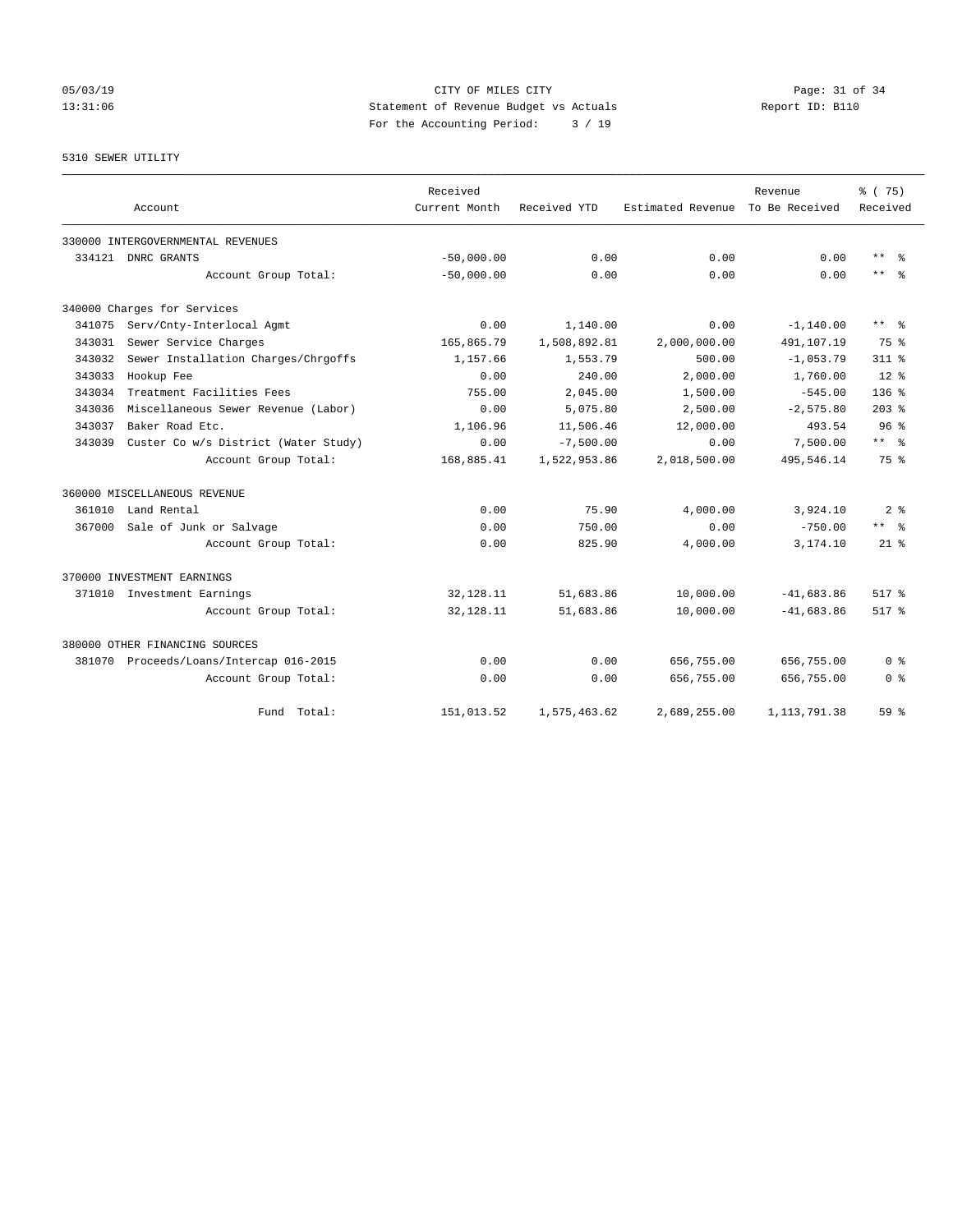05/03/19 CITY OF MILES CITY
13:31:06 Statement of Revenue Budget vs Actuals Report ID: B110
For the Accounting Period: 3 / 19

5310 SEWER UTILITY

| Account | Received Current Month | Received YTD | Estimated Revenue | Revenue To Be Received | % ( 75) Received |
|---|---|---|---|---|---|
| 330000 INTERGOVERNMENTAL REVENUES | | | | | |
| 334121 DNRC GRANTS | -50,000.00 | 0.00 | 0.00 | 0.00 | ** % |
| Account Group Total: | -50,000.00 | 0.00 | 0.00 | 0.00 | ** % |
| 340000 Charges for Services | | | | | |
| 341075 Serv/Cnty-Interlocal Agmt | 0.00 | 1,140.00 | 0.00 | -1,140.00 | ** % |
| 343031 Sewer Service Charges | 165,865.79 | 1,508,892.81 | 2,000,000.00 | 491,107.19 | 75 % |
| 343032 Sewer Installation Charges/Chrgoffs | 1,157.66 | 1,553.79 | 500.00 | -1,053.79 | 311 % |
| 343033 Hookup Fee | 0.00 | 240.00 | 2,000.00 | 1,760.00 | 12 % |
| 343034 Treatment Facilities Fees | 755.00 | 2,045.00 | 1,500.00 | -545.00 | 136 % |
| 343036 Miscellaneous Sewer Revenue (Labor) | 0.00 | 5,075.80 | 2,500.00 | -2,575.80 | 203 % |
| 343037 Baker Road Etc. | 1,106.96 | 11,506.46 | 12,000.00 | 493.54 | 96 % |
| 343039 Custer Co w/s District (Water Study) | 0.00 | -7,500.00 | 0.00 | 7,500.00 | ** % |
| Account Group Total: | 168,885.41 | 1,522,953.86 | 2,018,500.00 | 495,546.14 | 75 % |
| 360000 MISCELLANEOUS REVENUE | | | | | |
| 361010 Land Rental | 0.00 | 75.90 | 4,000.00 | 3,924.10 | 2 % |
| 367000 Sale of Junk or Salvage | 0.00 | 750.00 | 0.00 | -750.00 | ** % |
| Account Group Total: | 0.00 | 825.90 | 4,000.00 | 3,174.10 | 21 % |
| 370000 INVESTMENT EARNINGS | | | | | |
| 371010 Investment Earnings | 32,128.11 | 51,683.86 | 10,000.00 | -41,683.86 | 517 % |
| Account Group Total: | 32,128.11 | 51,683.86 | 10,000.00 | -41,683.86 | 517 % |
| 380000 OTHER FINANCING SOURCES | | | | | |
| 381070 Proceeds/Loans/Intercap 016-2015 | 0.00 | 0.00 | 656,755.00 | 656,755.00 | 0 % |
| Account Group Total: | 0.00 | 0.00 | 656,755.00 | 656,755.00 | 0 % |
| Fund Total: | 151,013.52 | 1,575,463.62 | 2,689,255.00 | 1,113,791.38 | 59 % |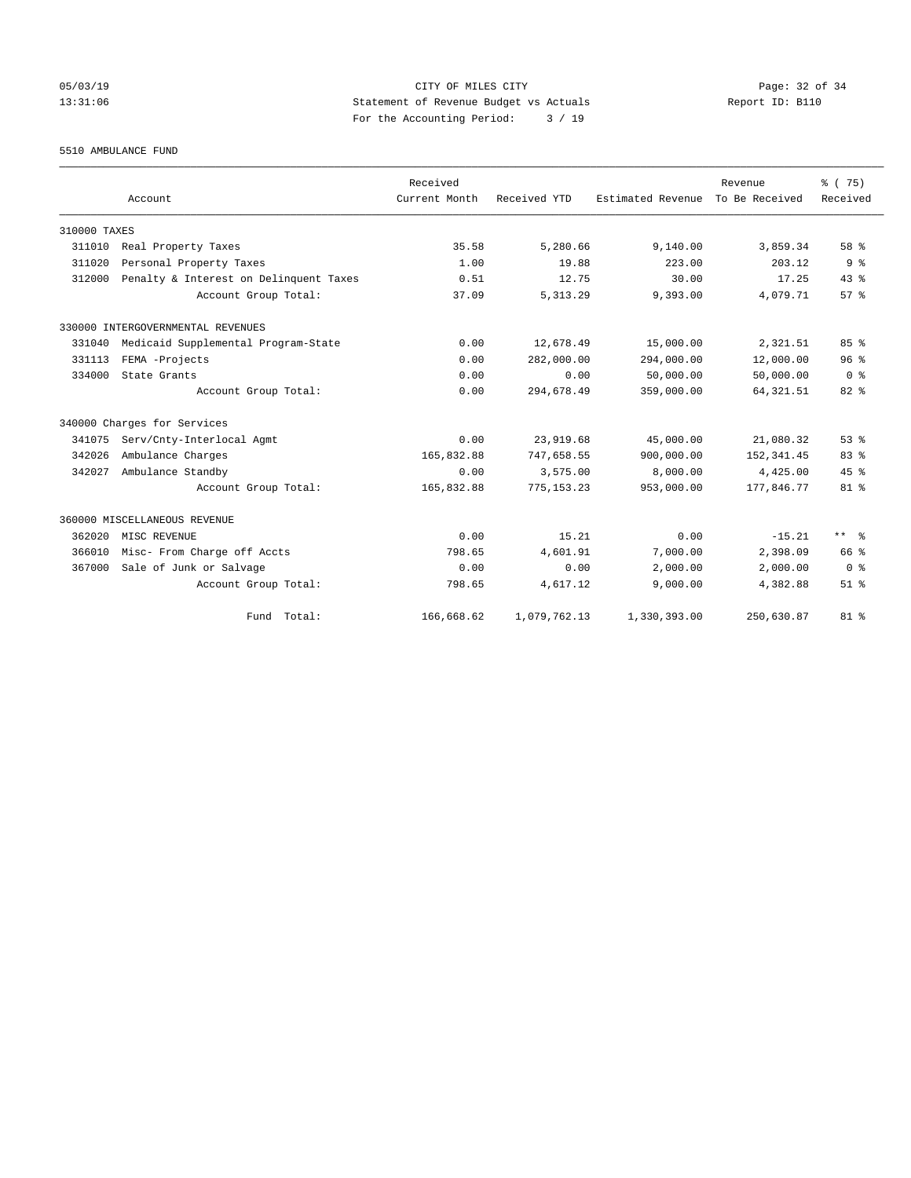CITY OF MILES CITY
Statement of Revenue Budget vs Actuals
For the Accounting Period: 3 / 19

05/03/19
13:31:06

Report ID: B110

5510 AMBULANCE FUND

| Account | Received Current Month | Received YTD | Estimated Revenue | Revenue To Be Received | % ( 75) Received |
|---|---|---|---|---|---|
| 310000 TAXES | | | | | |
| 311010 Real Property Taxes | 35.58 | 5,280.66 | 9,140.00 | 3,859.34 | 58 % |
| 311020 Personal Property Taxes | 1.00 | 19.88 | 223.00 | 203.12 | 9 % |
| 312000 Penalty & Interest on Delinquent Taxes | 0.51 | 12.75 | 30.00 | 17.25 | 43 % |
| Account Group Total: | 37.09 | 5,313.29 | 9,393.00 | 4,079.71 | 57 % |
| 330000 INTERGOVERNMENTAL REVENUES | | | | | |
| 331040 Medicaid Supplemental Program-State | 0.00 | 12,678.49 | 15,000.00 | 2,321.51 | 85 % |
| 331113 FEMA -Projects | 0.00 | 282,000.00 | 294,000.00 | 12,000.00 | 96 % |
| 334000 State Grants | 0.00 | 0.00 | 50,000.00 | 50,000.00 | 0 % |
| Account Group Total: | 0.00 | 294,678.49 | 359,000.00 | 64,321.51 | 82 % |
| 340000 Charges for Services | | | | | |
| 341075 Serv/Cnty-Interlocal Agmt | 0.00 | 23,919.68 | 45,000.00 | 21,080.32 | 53 % |
| 342026 Ambulance Charges | 165,832.88 | 747,658.55 | 900,000.00 | 152,341.45 | 83 % |
| 342027 Ambulance Standby | 0.00 | 3,575.00 | 8,000.00 | 4,425.00 | 45 % |
| Account Group Total: | 165,832.88 | 775,153.23 | 953,000.00 | 177,846.77 | 81 % |
| 360000 MISCELLANEOUS REVENUE | | | | | |
| 362020 MISC REVENUE | 0.00 | 15.21 | 0.00 | -15.21 | ** % |
| 366010 Misc- From Charge off Accts | 798.65 | 4,601.91 | 7,000.00 | 2,398.09 | 66 % |
| 367000 Sale of Junk or Salvage | 0.00 | 0.00 | 2,000.00 | 2,000.00 | 0 % |
| Account Group Total: | 798.65 | 4,617.12 | 9,000.00 | 4,382.88 | 51 % |
| Fund Total: | 166,668.62 | 1,079,762.13 | 1,330,393.00 | 250,630.87 | 81 % |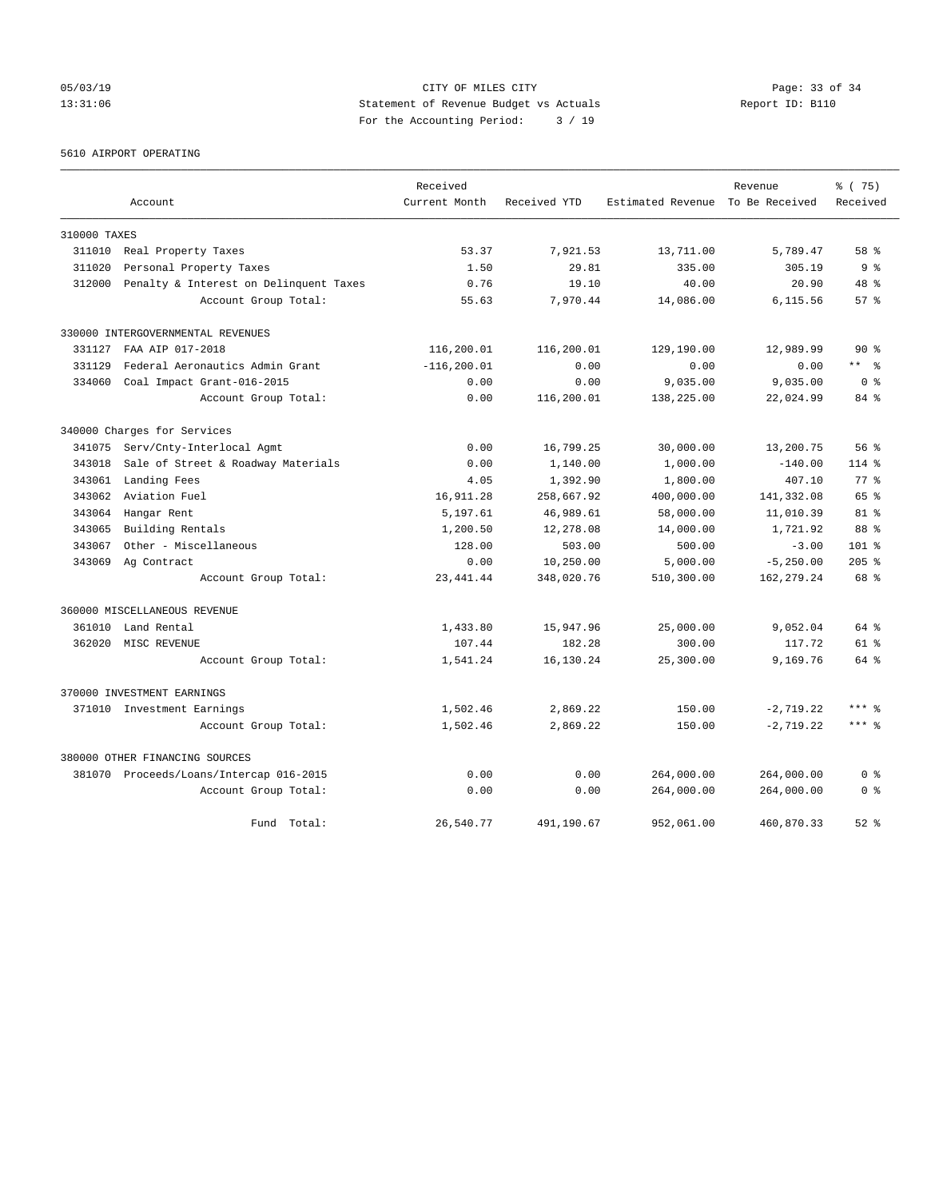CITY OF MILES CITY
Statement of Revenue Budget vs Actuals
For the Accounting Period: 3 / 19

05/03/19
13:31:06

Report ID: B110

5610 AIRPORT OPERATING

| Account | Received Current Month | Received YTD | Estimated Revenue | Revenue To Be Received | % ( 75) Received |
|---|---|---|---|---|---|
| **310000 TAXES** | | | | | |
| 311010 Real Property Taxes | 53.37 | 7,921.53 | 13,711.00 | 5,789.47 | 58 % |
| 311020 Personal Property Taxes | 1.50 | 29.81 | 335.00 | 305.19 | 9 % |
| 312000 Penalty & Interest on Delinquent Taxes | 0.76 | 19.10 | 40.00 | 20.90 | 48 % |
| Account Group Total: | 55.63 | 7,970.44 | 14,086.00 | 6,115.56 | 57 % |
| **330000 INTERGOVERNMENTAL REVENUES** | | | | | |
| 331127 FAA AIP 017-2018 | 116,200.01 | 116,200.01 | 129,190.00 | 12,989.99 | 90 % |
| 331129 Federal Aeronautics Admin Grant | -116,200.01 | 0.00 | 0.00 | 0.00 | ** % |
| 334060 Coal Impact Grant-016-2015 | 0.00 | 0.00 | 9,035.00 | 9,035.00 | 0 % |
| Account Group Total: | 0.00 | 116,200.01 | 138,225.00 | 22,024.99 | 84 % |
| **340000 Charges for Services** | | | | | |
| 341075 Serv/Cnty-Interlocal Agmt | 0.00 | 16,799.25 | 30,000.00 | 13,200.75 | 56 % |
| 343018 Sale of Street & Roadway Materials | 0.00 | 1,140.00 | 1,000.00 | -140.00 | 114 % |
| 343061 Landing Fees | 4.05 | 1,392.90 | 1,800.00 | 407.10 | 77 % |
| 343062 Aviation Fuel | 16,911.28 | 258,667.92 | 400,000.00 | 141,332.08 | 65 % |
| 343064 Hangar Rent | 5,197.61 | 46,989.61 | 58,000.00 | 11,010.39 | 81 % |
| 343065 Building Rentals | 1,200.50 | 12,278.08 | 14,000.00 | 1,721.92 | 88 % |
| 343067 Other - Miscellaneous | 128.00 | 503.00 | 500.00 | -3.00 | 101 % |
| 343069 Ag Contract | 0.00 | 10,250.00 | 5,000.00 | -5,250.00 | 205 % |
| Account Group Total: | 23,441.44 | 348,020.76 | 510,300.00 | 162,279.24 | 68 % |
| **360000 MISCELLANEOUS REVENUE** | | | | | |
| 361010 Land Rental | 1,433.80 | 15,947.96 | 25,000.00 | 9,052.04 | 64 % |
| 362020 MISC REVENUE | 107.44 | 182.28 | 300.00 | 117.72 | 61 % |
| Account Group Total: | 1,541.24 | 16,130.24 | 25,300.00 | 9,169.76 | 64 % |
| **370000 INVESTMENT EARNINGS** | | | | | |
| 371010 Investment Earnings | 1,502.46 | 2,869.22 | 150.00 | -2,719.22 | *** % |
| Account Group Total: | 1,502.46 | 2,869.22 | 150.00 | -2,719.22 | *** % |
| **380000 OTHER FINANCING SOURCES** | | | | | |
| 381070 Proceeds/Loans/Intercap 016-2015 | 0.00 | 0.00 | 264,000.00 | 264,000.00 | 0 % |
| Account Group Total: | 0.00 | 0.00 | 264,000.00 | 264,000.00 | 0 % |
| Fund Total: | 26,540.77 | 491,190.67 | 952,061.00 | 460,870.33 | 52 % |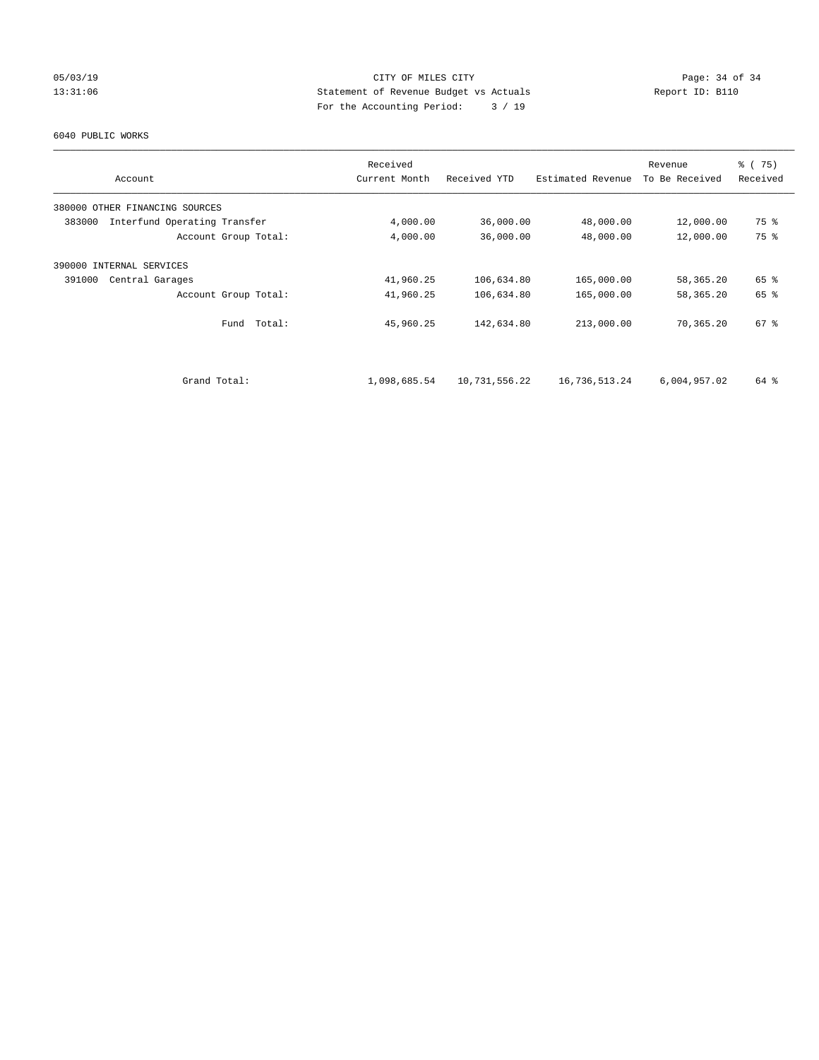CITY OF MILES CITY
Statement of Revenue Budget vs Actuals
For the Accounting Period: 3 / 19

05/03/19
13:31:06

Report ID: B110

6040 PUBLIC WORKS

| Account | Received Current Month | Received YTD | Estimated Revenue | Revenue To Be Received | % ( 75) Received |
|---|---|---|---|---|---|
| 380000 OTHER FINANCING SOURCES | | | | | |
| 383000 Interfund Operating Transfer | 4,000.00 | 36,000.00 | 48,000.00 | 12,000.00 | 75 % |
| Account Group Total: | 4,000.00 | 36,000.00 | 48,000.00 | 12,000.00 | 75 % |
| 390000 INTERNAL SERVICES | | | | | |
| 391000 Central Garages | 41,960.25 | 106,634.80 | 165,000.00 | 58,365.20 | 65 % |
| Account Group Total: | 41,960.25 | 106,634.80 | 165,000.00 | 58,365.20 | 65 % |
| Fund Total: | 45,960.25 | 142,634.80 | 213,000.00 | 70,365.20 | 67 % |
| Grand Total: | 1,098,685.54 | 10,731,556.22 | 16,736,513.24 | 6,004,957.02 | 64 % |